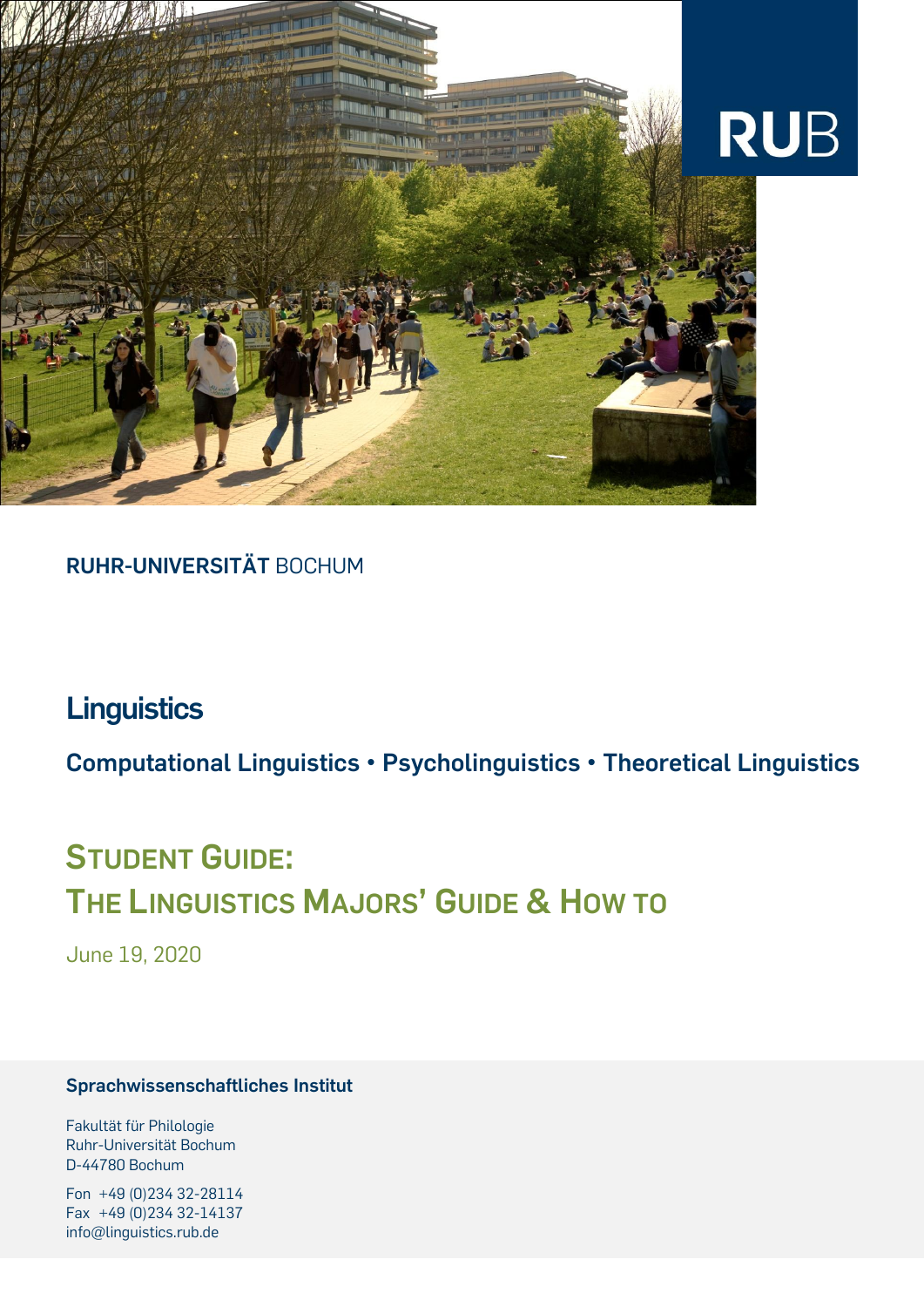RUB

**RUHR-UNIVERSITÄT** BOCHUM

# Linguistics

**Computational Linguistics • Psycholinguistics • Theoretical Linguistics**

## STUDENT GUIDE: THE LINGUISTICS MAJORS' GUIDE & HOW TO

June 19, 2020

**Sprachwissenschaftliches Institut**

Fakultät für Philologie
Ruhr-Universität Bochum
D-44780 Bochum

Fon +49 (0)234 32-28114
Fax +49 (0)234 32-14137
info@linguistics.rub.de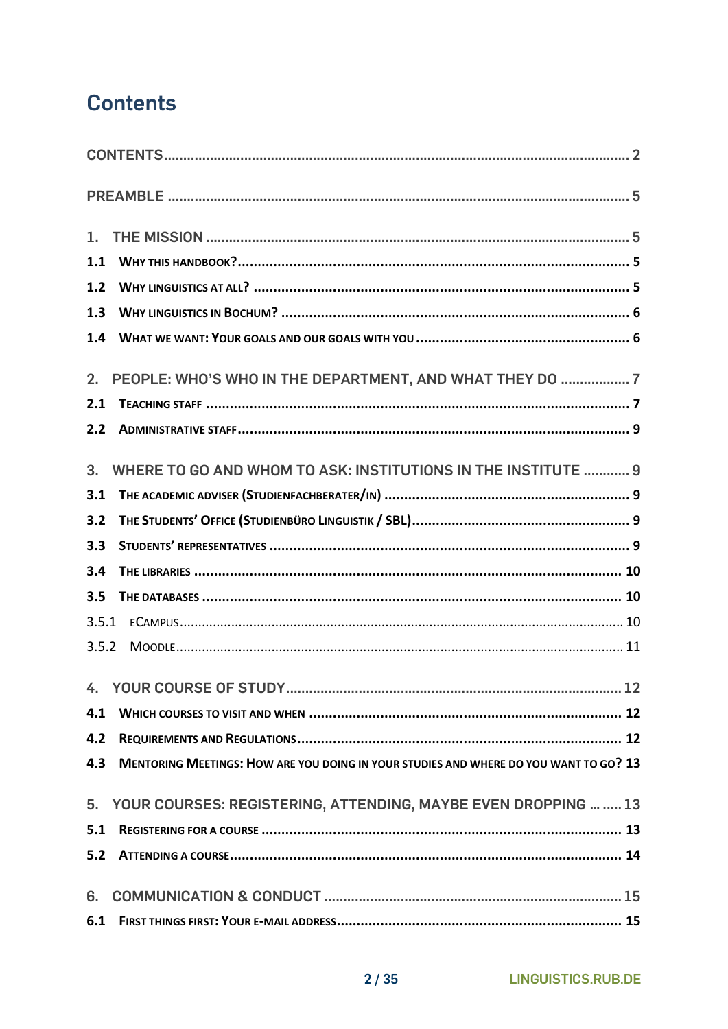# Contents

CONTENTS ........................................................................................................................ 2

PREAMBLE ....................................................................................................................... 5

1. THE MISSION ............................................................................................................. 5

1.1 WHY THIS HANDBOOK? .................................................................................................. 5

1.2 WHY LINGUISTICS AT ALL? ............................................................................................... 5

1.3 WHY LINGUISTICS IN BOCHUM? ........................................................................................ 6

1.4 WHAT WE WANT: YOUR GOALS AND OUR GOALS WITH YOU ..................................................... 6

2. PEOPLE: WHO'S WHO IN THE DEPARTMENT, AND WHAT THEY DO .................. 7

2.1 TEACHING STAFF .......................................................................................................... 7

2.2 ADMINISTRATIVE STAFF .................................................................................................. 9

3. WHERE TO GO AND WHOM TO ASK: INSTITUTIONS IN THE INSTITUTE ............ 9

3.1 THE ACADEMIC ADVISER (STUDIENFACHBERATER/IN) .............................................................. 9

3.2 THE STUDENTS' OFFICE (STUDIENBÜRO LINGUISTIK / SBL) ...................................................... 9

3.3 STUDENTS' REPRESENTATIVES .......................................................................................... 9

3.4 THE LIBRARIES ........................................................................................................... 10

3.5 THE DATABASES ......................................................................................................... 10

3.5.1 ECAMPUS ........................................................................................................... 10

3.5.2 MOODLE ............................................................................................................. 11

4. YOUR COURSE OF STUDY ..................................................................................... 12

4.1 WHICH COURSES TO VISIT AND WHEN .............................................................................. 12

4.2 REQUIREMENTS AND REGULATIONS ................................................................................. 12

4.3 MENTORING MEETINGS: HOW ARE YOU DOING IN YOUR STUDIES AND WHERE DO YOU WANT TO GO? 13

5. YOUR COURSES: REGISTERING, ATTENDING, MAYBE EVEN DROPPING … ..... 13

5.1 REGISTERING FOR A COURSE ........................................................................................... 13

5.2 ATTENDING A COURSE ................................................................................................... 14

6. COMMUNICATION & CONDUCT ............................................................................ 15

6.1 FIRST THINGS FIRST: YOUR E-MAIL ADDRESS ........................................................................ 15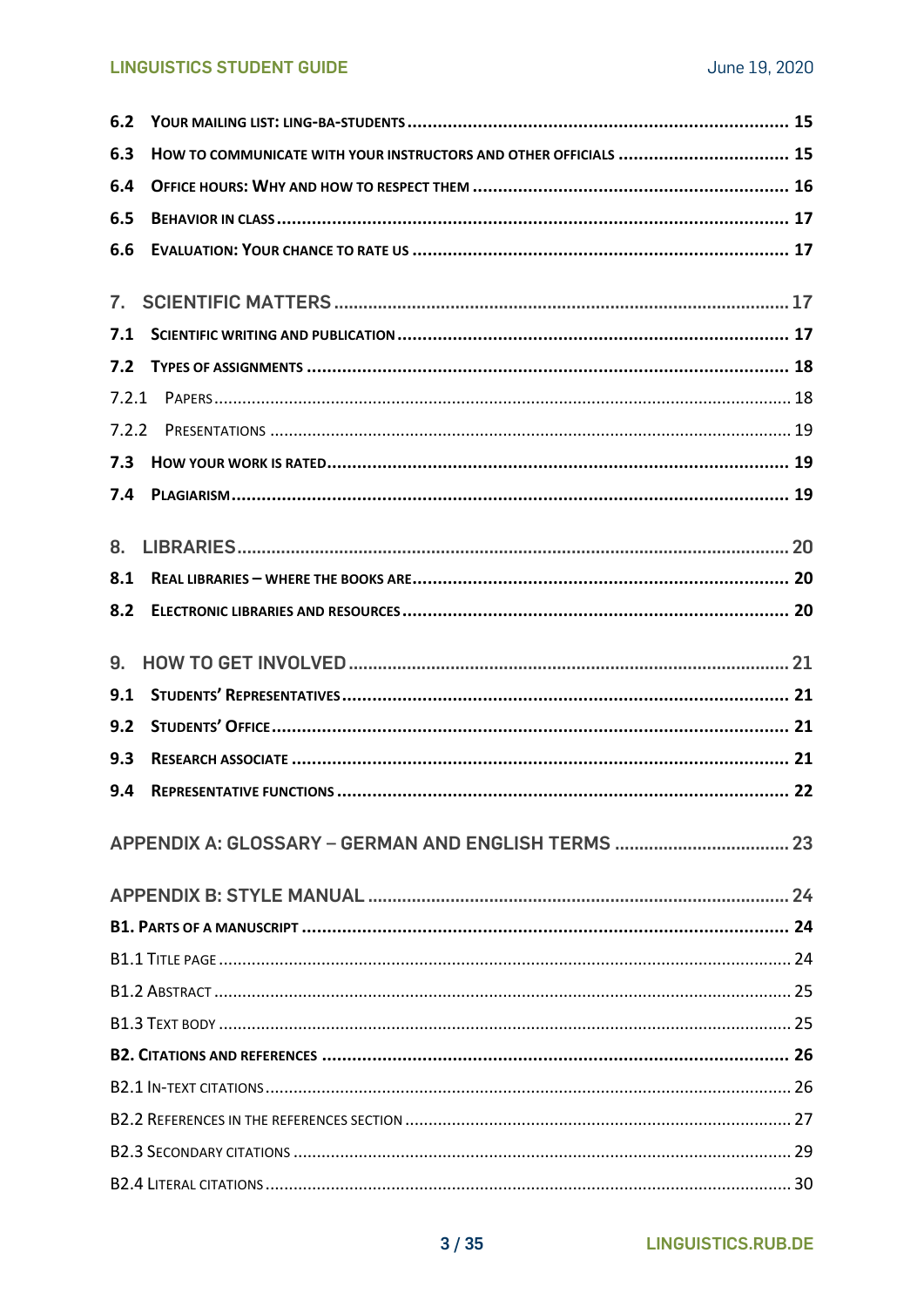6.2 YOUR MAILING LIST: LING-BA-STUDENTS ........ 15
6.3 HOW TO COMMUNICATE WITH YOUR INSTRUCTORS AND OTHER OFFICIALS ........ 15
6.4 OFFICE HOURS: WHY AND HOW TO RESPECT THEM ........ 16
6.5 BEHAVIOR IN CLASS ........ 17
6.6 EVALUATION: YOUR CHANCE TO RATE US ........ 17

7. SCIENTIFIC MATTERS ........ 17
7.1 SCIENTIFIC WRITING AND PUBLICATION ........ 17
7.2 TYPES OF ASSIGNMENTS ........ 18
7.2.1 PAPERS ........ 18
7.2.2 PRESENTATIONS ........ 19
7.3 HOW YOUR WORK IS RATED ........ 19
7.4 PLAGIARISM ........ 19

8. LIBRARIES ........ 20
8.1 REAL LIBRARIES – WHERE THE BOOKS ARE ........ 20
8.2 ELECTRONIC LIBRARIES AND RESOURCES ........ 20

9. HOW TO GET INVOLVED ........ 21
9.1 STUDENTS' REPRESENTATIVES ........ 21
9.2 STUDENTS' OFFICE ........ 21
9.3 RESEARCH ASSOCIATE ........ 21
9.4 REPRESENTATIVE FUNCTIONS ........ 22

APPENDIX A: GLOSSARY – GERMAN AND ENGLISH TERMS ........ 23

APPENDIX B: STYLE MANUAL ........ 24
B1. PARTS OF A MANUSCRIPT ........ 24
B1.1 TITLE PAGE ........ 24
B1.2 ABSTRACT ........ 25
B1.3 TEXT BODY ........ 25
B2. CITATIONS AND REFERENCES ........ 26
B2.1 IN-TEXT CITATIONS ........ 26
B2.2 REFERENCES IN THE REFERENCES SECTION ........ 27
B2.3 SECONDARY CITATIONS ........ 29
B2.4 LITERAL CITATIONS ........ 30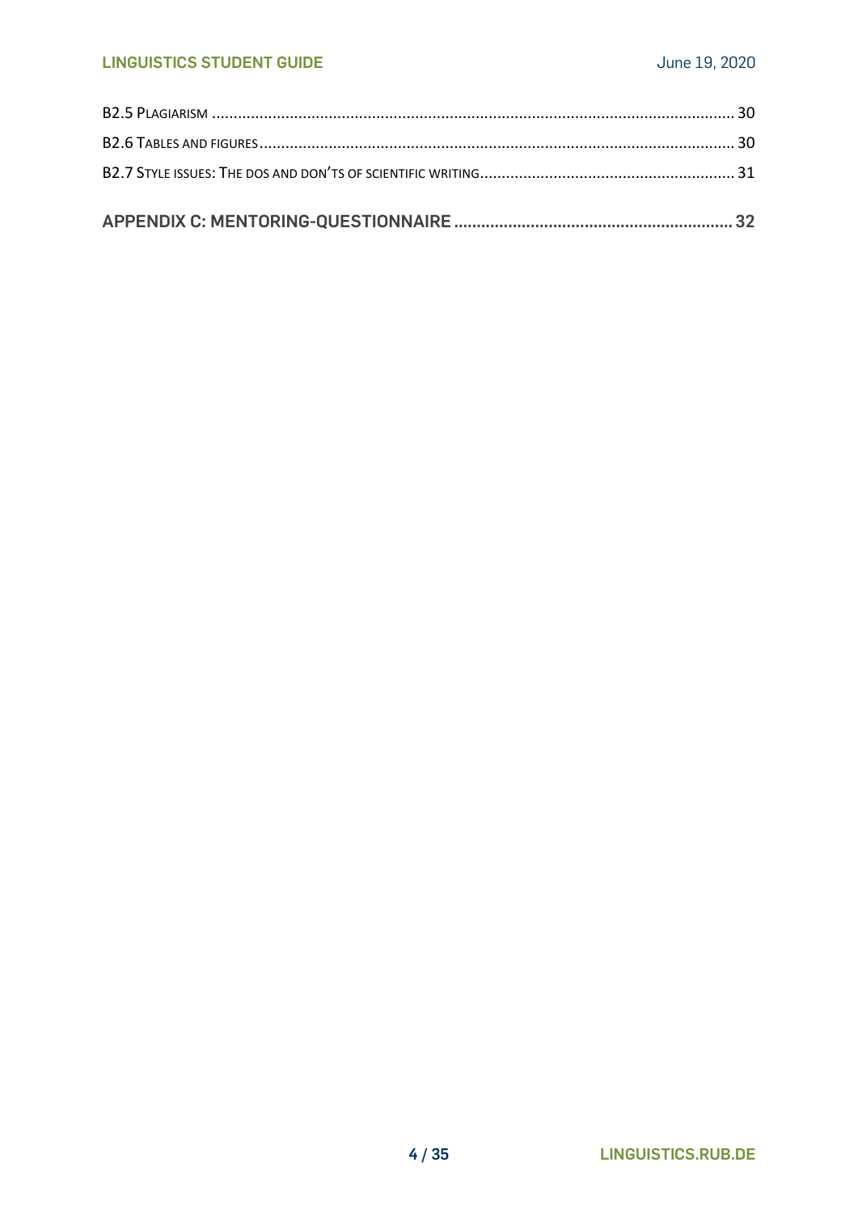B2.5 Plagiarism ........................................................................................................................ 30

B2.6 Tables and figures ............................................................................................................. 30

B2.7 Style issues: The dos and don'ts of scientific writing ........................................................... 31

**APPENDIX C: MENTORING-QUESTIONNAIRE** ............................................................. 32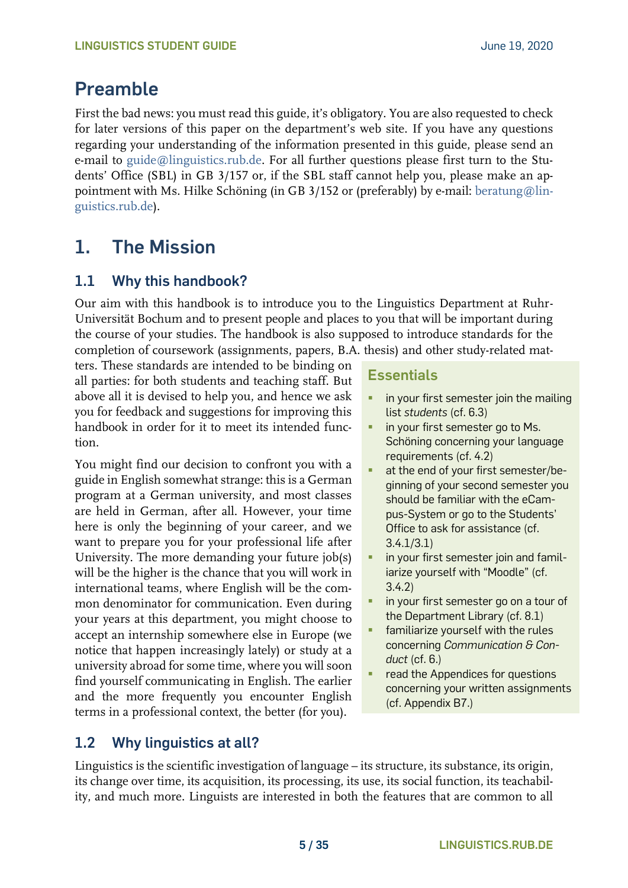# Preamble

First the bad news: you must read this guide, it's obligatory. You are also requested to check for later versions of this paper on the department's web site. If you have any questions regarding your understanding of the information presented in this guide, please send an e-mail to guide@linguistics.rub.de. For all further questions please first turn to the Students' Office (SBL) in GB 3/157 or, if the SBL staff cannot help you, please make an appointment with Ms. Hilke Schöning (in GB 3/152 or (preferably) by e-mail: beratung@linguistics.rub.de).

# 1. The Mission

## 1.1 Why this handbook?

Our aim with this handbook is to introduce you to the Linguistics Department at Ruhr-Universität Bochum and to present people and places to you that will be important during the course of your studies. The handbook is also supposed to introduce standards for the completion of coursework (assignments, papers, B.A. thesis) and other study-related matters. These standards are intended to be binding on all parties: for both students and teaching staff. But above all it is devised to help you, and hence we ask you for feedback and suggestions for improving this handbook in order for it to meet its intended function.

You might find our decision to confront you with a guide in English somewhat strange: this is a German program at a German university, and most classes are held in German, after all. However, your time here is only the beginning of your career, and we want to prepare you for your professional life after University. The more demanding your future job(s) will be the higher is the chance that you will work in international teams, where English will be the common denominator for communication. Even during your years at this department, you might choose to accept an internship somewhere else in Europe (we notice that happen increasingly lately) or study at a university abroad for some time, where you will soon find yourself communicating in English. The earlier and the more frequently you encounter English terms in a professional context, the better (for you).

> **Essentials**
>
> - in your first semester join the mailing list *students* (cf. 6.3)
> - in your first semester go to Ms. Schöning concerning your language requirements (cf. 4.2)
> - at the end of your first semester/beginning of your second semester you should be familiar with the eCampus-System or go to the Students' Office to ask for assistance (cf. 3.4.1/3.1)
> - in your first semester join and familiarize yourself with "Moodle" (cf. 3.4.2)
> - in your first semester go on a tour of the Department Library (cf. 8.1)
> - familiarize yourself with the rules concerning *Communication & Conduct* (cf. 6.)
> - read the Appendices for questions concerning your written assignments (cf. Appendix B7.)

## 1.2 Why linguistics at all?

Linguistics is the scientific investigation of language – its structure, its substance, its origin, its change over time, its acquisition, its processing, its use, its social function, its teachability, and much more. Linguists are interested in both the features that are common to all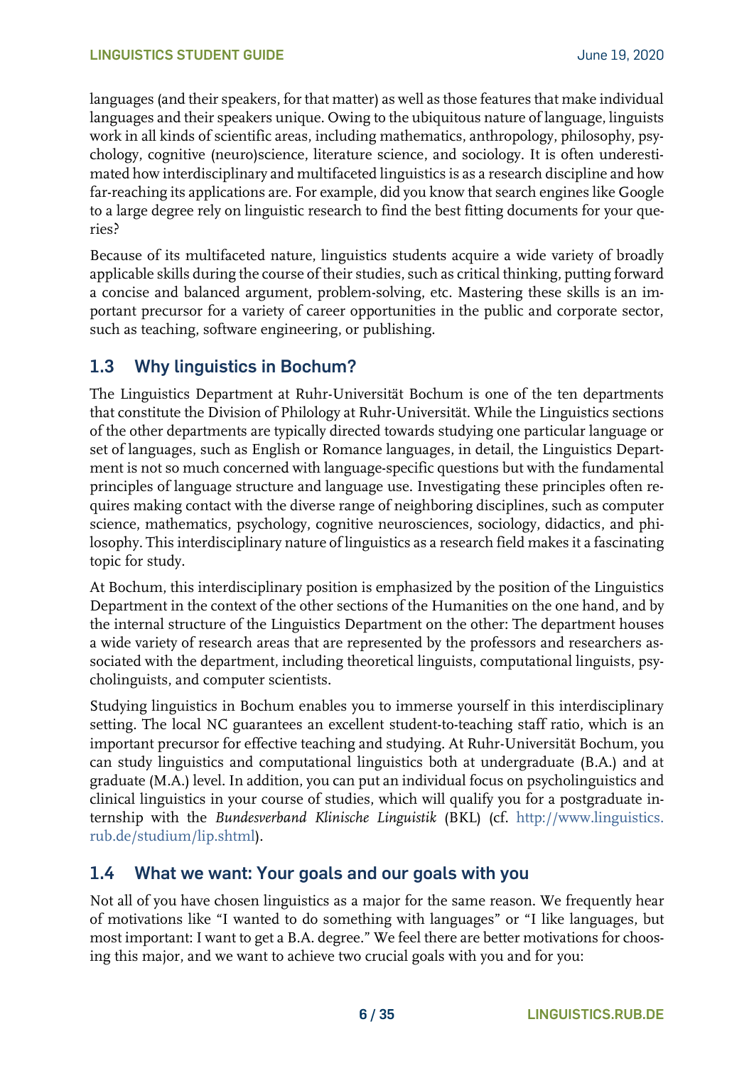languages (and their speakers, for that matter) as well as those features that make individual languages and their speakers unique. Owing to the ubiquitous nature of language, linguists work in all kinds of scientific areas, including mathematics, anthropology, philosophy, psychology, cognitive (neuro)science, literature science, and sociology. It is often underestimated how interdisciplinary and multifaceted linguistics is as a research discipline and how far-reaching its applications are. For example, did you know that search engines like Google to a large degree rely on linguistic research to find the best fitting documents for your queries?

Because of its multifaceted nature, linguistics students acquire a wide variety of broadly applicable skills during the course of their studies, such as critical thinking, putting forward a concise and balanced argument, problem-solving, etc. Mastering these skills is an important precursor for a variety of career opportunities in the public and corporate sector, such as teaching, software engineering, or publishing.

## 1.3 Why linguistics in Bochum?

The Linguistics Department at Ruhr-Universität Bochum is one of the ten departments that constitute the Division of Philology at Ruhr-Universität. While the Linguistics sections of the other departments are typically directed towards studying one particular language or set of languages, such as English or Romance languages, in detail, the Linguistics Department is not so much concerned with language-specific questions but with the fundamental principles of language structure and language use. Investigating these principles often requires making contact with the diverse range of neighboring disciplines, such as computer science, mathematics, psychology, cognitive neurosciences, sociology, didactics, and philosophy. This interdisciplinary nature of linguistics as a research field makes it a fascinating topic for study.

At Bochum, this interdisciplinary position is emphasized by the position of the Linguistics Department in the context of the other sections of the Humanities on the one hand, and by the internal structure of the Linguistics Department on the other: The department houses a wide variety of research areas that are represented by the professors and researchers associated with the department, including theoretical linguists, computational linguists, psycholinguists, and computer scientists.

Studying linguistics in Bochum enables you to immerse yourself in this interdisciplinary setting. The local NC guarantees an excellent student-to-teaching staff ratio, which is an important precursor for effective teaching and studying. At Ruhr-Universität Bochum, you can study linguistics and computational linguistics both at undergraduate (B.A.) and at graduate (M.A.) level. In addition, you can put an individual focus on psycholinguistics and clinical linguistics in your course of studies, which will qualify you for a postgraduate internship with the *Bundesverband Klinische Linguistik* (BKL) (cf. http://www.linguistics.rub.de/studium/lip.shtml).

## 1.4 What we want: Your goals and our goals with you

Not all of you have chosen linguistics as a major for the same reason. We frequently hear of motivations like "I wanted to do something with languages" or "I like languages, but most important: I want to get a B.A. degree." We feel there are better motivations for choosing this major, and we want to achieve two crucial goals with you and for you: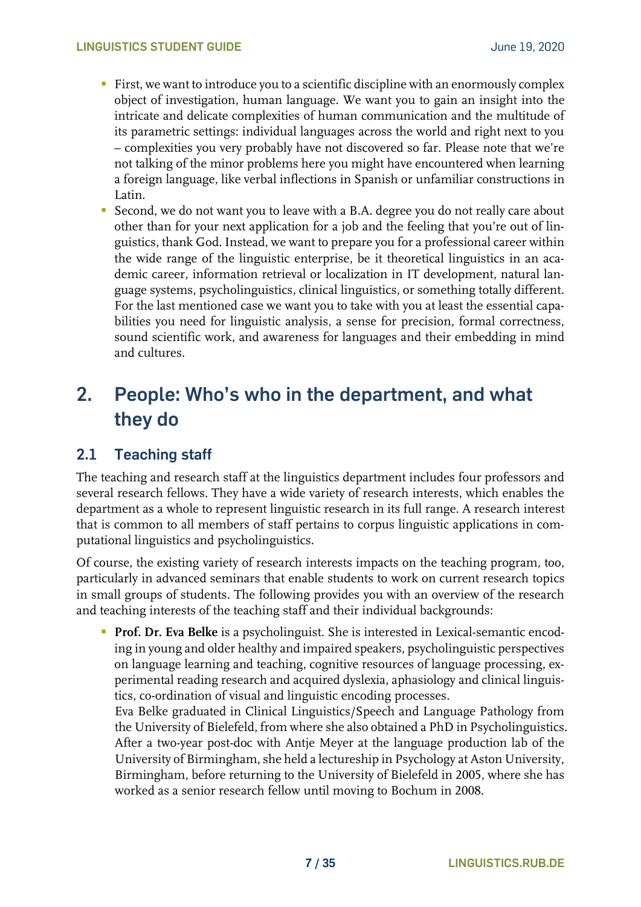- First, we want to introduce you to a scientific discipline with an enormously complex object of investigation, human language. We want you to gain an insight into the intricate and delicate complexities of human communication and the multitude of its parametric settings: individual languages across the world and right next to you – complexities you very probably have not discovered so far. Please note that we're not talking of the minor problems here you might have encountered when learning a foreign language, like verbal inflections in Spanish or unfamiliar constructions in Latin.
- Second, we do not want you to leave with a B.A. degree you do not really care about other than for your next application for a job and the feeling that you're out of linguistics, thank God. Instead, we want to prepare you for a professional career within the wide range of the linguistic enterprise, be it theoretical linguistics in an academic career, information retrieval or localization in IT development, natural language systems, psycholinguistics, clinical linguistics, or something totally different. For the last mentioned case we want you to take with you at least the essential capabilities you need for linguistic analysis, a sense for precision, formal correctness, sound scientific work, and awareness for languages and their embedding in mind and cultures.

# 2. People: Who's who in the department, and what they do

## 2.1 Teaching staff

The teaching and research staff at the linguistics department includes four professors and several research fellows. They have a wide variety of research interests, which enables the department as a whole to represent linguistic research in its full range. A research interest that is common to all members of staff pertains to corpus linguistic applications in computational linguistics and psycholinguistics.

Of course, the existing variety of research interests impacts on the teaching program, too, particularly in advanced seminars that enable students to work on current research topics in small groups of students. The following provides you with an overview of the research and teaching interests of the teaching staff and their individual backgrounds:

- **Prof. Dr. Eva Belke** is a psycholinguist. She is interested in Lexical-semantic encoding in young and older healthy and impaired speakers, psycholinguistic perspectives on language learning and teaching, cognitive resources of language processing, experimental reading research and acquired dyslexia, aphasiology and clinical linguistics, co-ordination of visual and linguistic encoding processes.
  Eva Belke graduated in Clinical Linguistics/Speech and Language Pathology from the University of Bielefeld, from where she also obtained a PhD in Psycholinguistics. After a two-year post-doc with Antje Meyer at the language production lab of the University of Birmingham, she held a lectureship in Psychology at Aston University, Birmingham, before returning to the University of Bielefeld in 2005, where she has worked as a senior research fellow until moving to Bochum in 2008.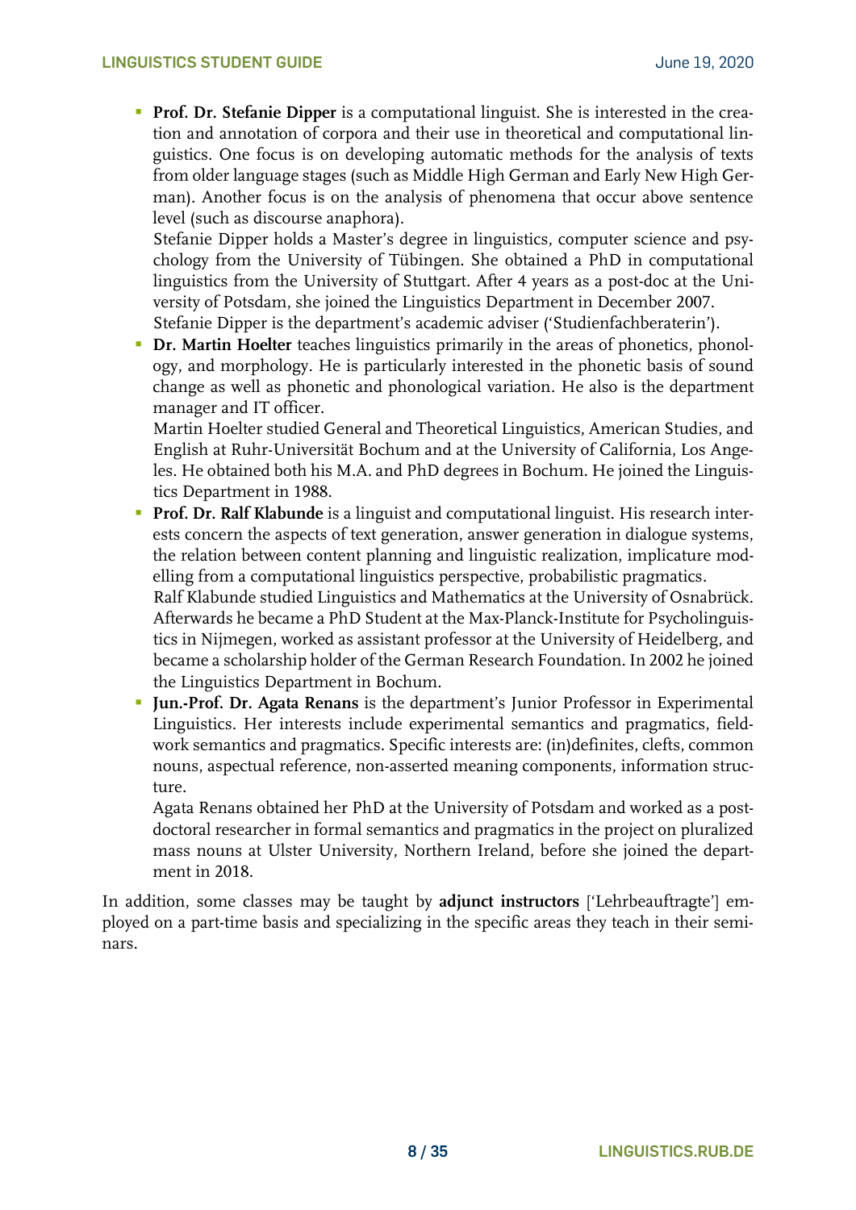- **Prof. Dr. Stefanie Dipper** is a computational linguist. She is interested in the creation and annotation of corpora and their use in theoretical and computational linguistics. One focus is on developing automatic methods for the analysis of texts from older language stages (such as Middle High German and Early New High German). Another focus is on the analysis of phenomena that occur above sentence level (such as discourse anaphora).
  Stefanie Dipper holds a Master's degree in linguistics, computer science and psychology from the University of Tübingen. She obtained a PhD in computational linguistics from the University of Stuttgart. After 4 years as a post-doc at the University of Potsdam, she joined the Linguistics Department in December 2007.
  Stefanie Dipper is the department's academic adviser ('Studienfachberaterin').
- **Dr. Martin Hoelter** teaches linguistics primarily in the areas of phonetics, phonology, and morphology. He is particularly interested in the phonetic basis of sound change as well as phonetic and phonological variation. He also is the department manager and IT officer.
  Martin Hoelter studied General and Theoretical Linguistics, American Studies, and English at Ruhr-Universität Bochum and at the University of California, Los Angeles. He obtained both his M.A. and PhD degrees in Bochum. He joined the Linguistics Department in 1988.
- **Prof. Dr. Ralf Klabunde** is a linguist and computational linguist. His research interests concern the aspects of text generation, answer generation in dialogue systems, the relation between content planning and linguistic realization, implicature modelling from a computational linguistics perspective, probabilistic pragmatics.
  Ralf Klabunde studied Linguistics and Mathematics at the University of Osnabrück. Afterwards he became a PhD Student at the Max-Planck-Institute for Psycholinguistics in Nijmegen, worked as assistant professor at the University of Heidelberg, and became a scholarship holder of the German Research Foundation. In 2002 he joined the Linguistics Department in Bochum.
- **Jun.-Prof. Dr. Agata Renans** is the department's Junior Professor in Experimental Linguistics. Her interests include experimental semantics and pragmatics, fieldwork semantics and pragmatics. Specific interests are: (in)definites, clefts, common nouns, aspectual reference, non-asserted meaning components, information structure.
  Agata Renans obtained her PhD at the University of Potsdam and worked as a postdoctoral researcher in formal semantics and pragmatics in the project on pluralized mass nouns at Ulster University, Northern Ireland, before she joined the department in 2018.

In addition, some classes may be taught by **adjunct instructors** ['Lehrbeauftragte'] employed on a part-time basis and specializing in the specific areas they teach in their seminars.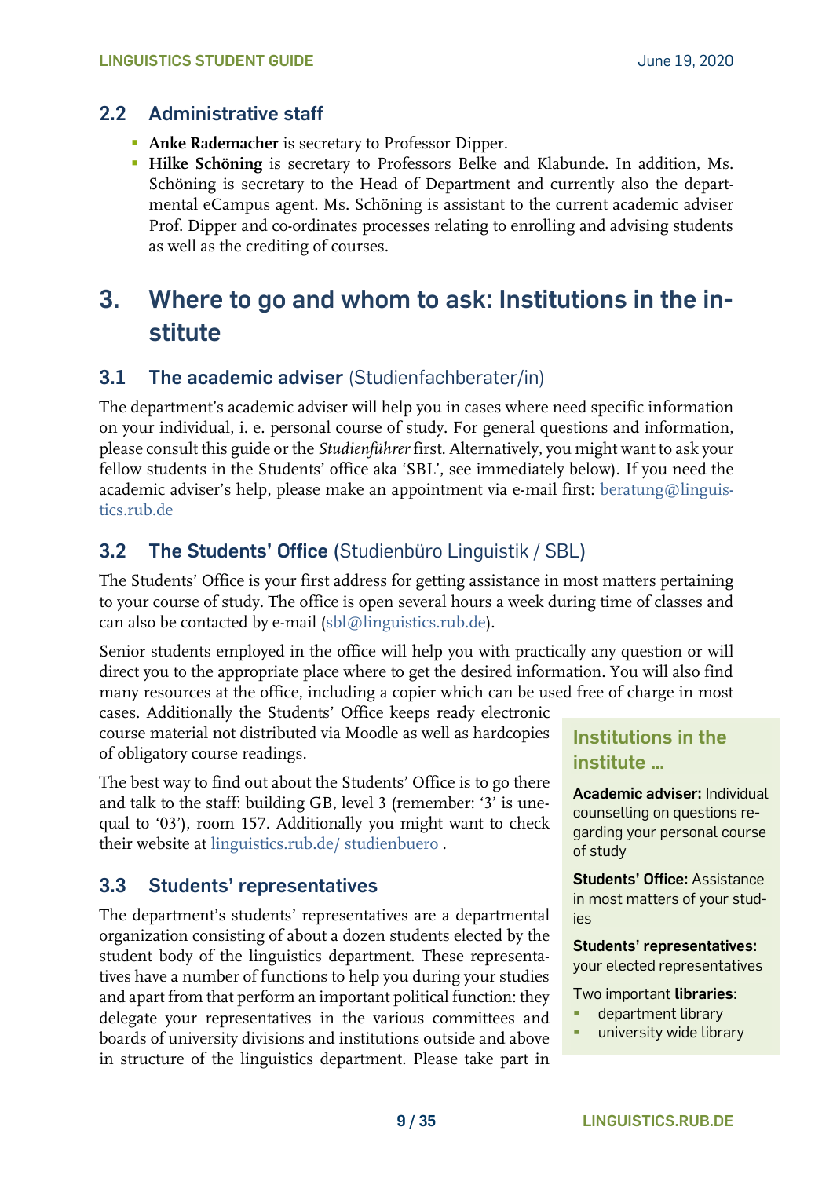## 2.2 Administrative staff

- **Anke Rademacher** is secretary to Professor Dipper.
- **Hilke Schöning** is secretary to Professors Belke and Klabunde. In addition, Ms. Schöning is secretary to the Head of Department and currently also the departmental eCampus agent. Ms. Schöning is assistant to the current academic adviser Prof. Dipper and co-ordinates processes relating to enrolling and advising students as well as the crediting of courses.

# 3. Where to go and whom to ask: Institutions in the institute

## 3.1 The academic adviser (Studienfachberater/in)

The department's academic adviser will help you in cases where need specific information on your individual, i. e. personal course of study. For general questions and information, please consult this guide or the *Studienführer* first. Alternatively, you might want to ask your fellow students in the Students' office aka 'SBL', see immediately below). If you need the academic adviser's help, please make an appointment via e-mail first: beratung@linguistics.rub.de

## 3.2 The Students' Office (Studienbüro Linguistik / SBL)

The Students' Office is your first address for getting assistance in most matters pertaining to your course of study. The office is open several hours a week during time of classes and can also be contacted by e-mail (sbl@linguistics.rub.de).

Senior students employed in the office will help you with practically any question or will direct you to the appropriate place where to get the desired information. You will also find many resources at the office, including a copier which can be used free of charge in most cases. Additionally the Students' Office keeps ready electronic course material not distributed via Moodle as well as hardcopies of obligatory course readings.

The best way to find out about the Students' Office is to go there and talk to the staff: building GB, level 3 (remember: '3' is unequal to '03'), room 157. Additionally you might want to check their website at linguistics.rub.de/ studienbuero .

## 3.3 Students' representatives

The department's students' representatives are a departmental organization consisting of about a dozen students elected by the student body of the linguistics department. These representatives have a number of functions to help you during your studies and apart from that perform an important political function: they delegate your representatives in the various committees and boards of university divisions and institutions outside and above in structure of the linguistics department. Please take part in

> **Institutions in the institute …**
>
> **Academic adviser:** Individual counselling on questions regarding your personal course of study
>
> **Students' Office:** Assistance in most matters of your studies
>
> **Students' representatives:** your elected representatives
>
> Two important **libraries**:
> - department library
> - university wide library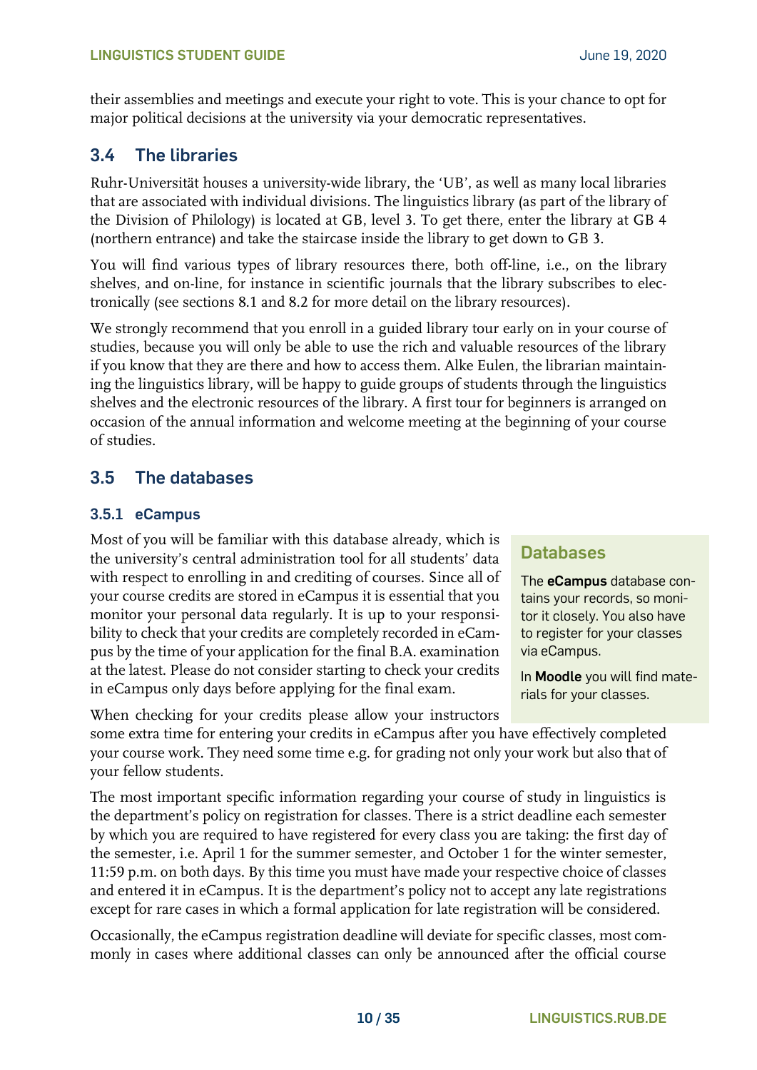their assemblies and meetings and execute your right to vote. This is your chance to opt for major political decisions at the university via your democratic representatives.

## 3.4 The libraries

Ruhr-Universität houses a university-wide library, the 'UB', as well as many local libraries that are associated with individual divisions. The linguistics library (as part of the library of the Division of Philology) is located at GB, level 3. To get there, enter the library at GB 4 (northern entrance) and take the staircase inside the library to get down to GB 3.

You will find various types of library resources there, both off-line, i.e., on the library shelves, and on-line, for instance in scientific journals that the library subscribes to electronically (see sections 8.1 and 8.2 for more detail on the library resources).

We strongly recommend that you enroll in a guided library tour early on in your course of studies, because you will only be able to use the rich and valuable resources of the library if you know that they are there and how to access them. Alke Eulen, the librarian maintaining the linguistics library, will be happy to guide groups of students through the linguistics shelves and the electronic resources of the library. A first tour for beginners is arranged on occasion of the annual information and welcome meeting at the beginning of your course of studies.

## 3.5 The databases

### 3.5.1 eCampus

Most of you will be familiar with this database already, which is the university's central administration tool for all students' data with respect to enrolling in and crediting of courses. Since all of your course credits are stored in eCampus it is essential that you monitor your personal data regularly. It is up to your responsibility to check that your credits are completely recorded in eCampus by the time of your application for the final B.A. examination at the latest. Please do not consider starting to check your credits in eCampus only days before applying for the final exam.

> **Databases**
>
> The **eCampus** database contains your records, so monitor it closely. You also have to register for your classes via eCampus.
>
> In **Moodle** you will find materials for your classes.

When checking for your credits please allow your instructors some extra time for entering your credits in eCampus after you have effectively completed your course work. They need some time e.g. for grading not only your work but also that of your fellow students.

The most important specific information regarding your course of study in linguistics is the department's policy on registration for classes. There is a strict deadline each semester by which you are required to have registered for every class you are taking: the first day of the semester, i.e. April 1 for the summer semester, and October 1 for the winter semester, 11:59 p.m. on both days. By this time you must have made your respective choice of classes and entered it in eCampus. It is the department's policy not to accept any late registrations except for rare cases in which a formal application for late registration will be considered.

Occasionally, the eCampus registration deadline will deviate for specific classes, most commonly in cases where additional classes can only be announced after the official course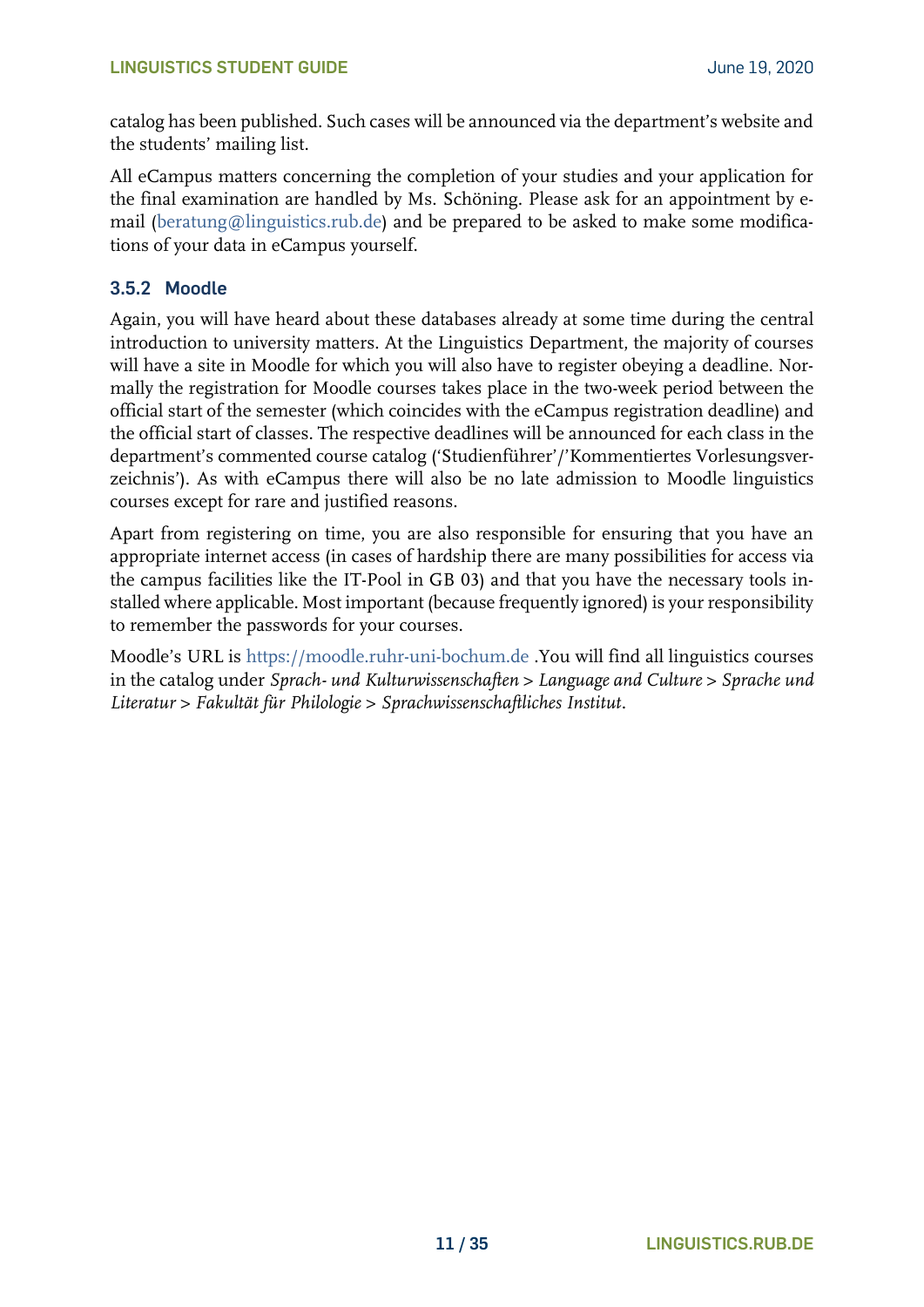catalog has been published. Such cases will be announced via the department's website and the students' mailing list.

All eCampus matters concerning the completion of your studies and your application for the final examination are handled by Ms. Schöning. Please ask for an appointment by e-mail (beratung@linguistics.rub.de) and be prepared to be asked to make some modifications of your data in eCampus yourself.

### 3.5.2 Moodle

Again, you will have heard about these databases already at some time during the central introduction to university matters. At the Linguistics Department, the majority of courses will have a site in Moodle for which you will also have to register obeying a deadline. Normally the registration for Moodle courses takes place in the two-week period between the official start of the semester (which coincides with the eCampus registration deadline) and the official start of classes. The respective deadlines will be announced for each class in the department's commented course catalog ('Studienführer'/'Kommentiertes Vorlesungsverzeichnis'). As with eCampus there will also be no late admission to Moodle linguistics courses except for rare and justified reasons.

Apart from registering on time, you are also responsible for ensuring that you have an appropriate internet access (in cases of hardship there are many possibilities for access via the campus facilities like the IT-Pool in GB 03) and that you have the necessary tools installed where applicable. Most important (because frequently ignored) is your responsibility to remember the passwords for your courses.

Moodle's URL is https://moodle.ruhr-uni-bochum.de .You will find all linguistics courses in the catalog under *Sprach- und Kulturwissenschaften > Language and Culture > Sprache und Literatur > Fakultät für Philologie > Sprachwissenschaftliches Institut*.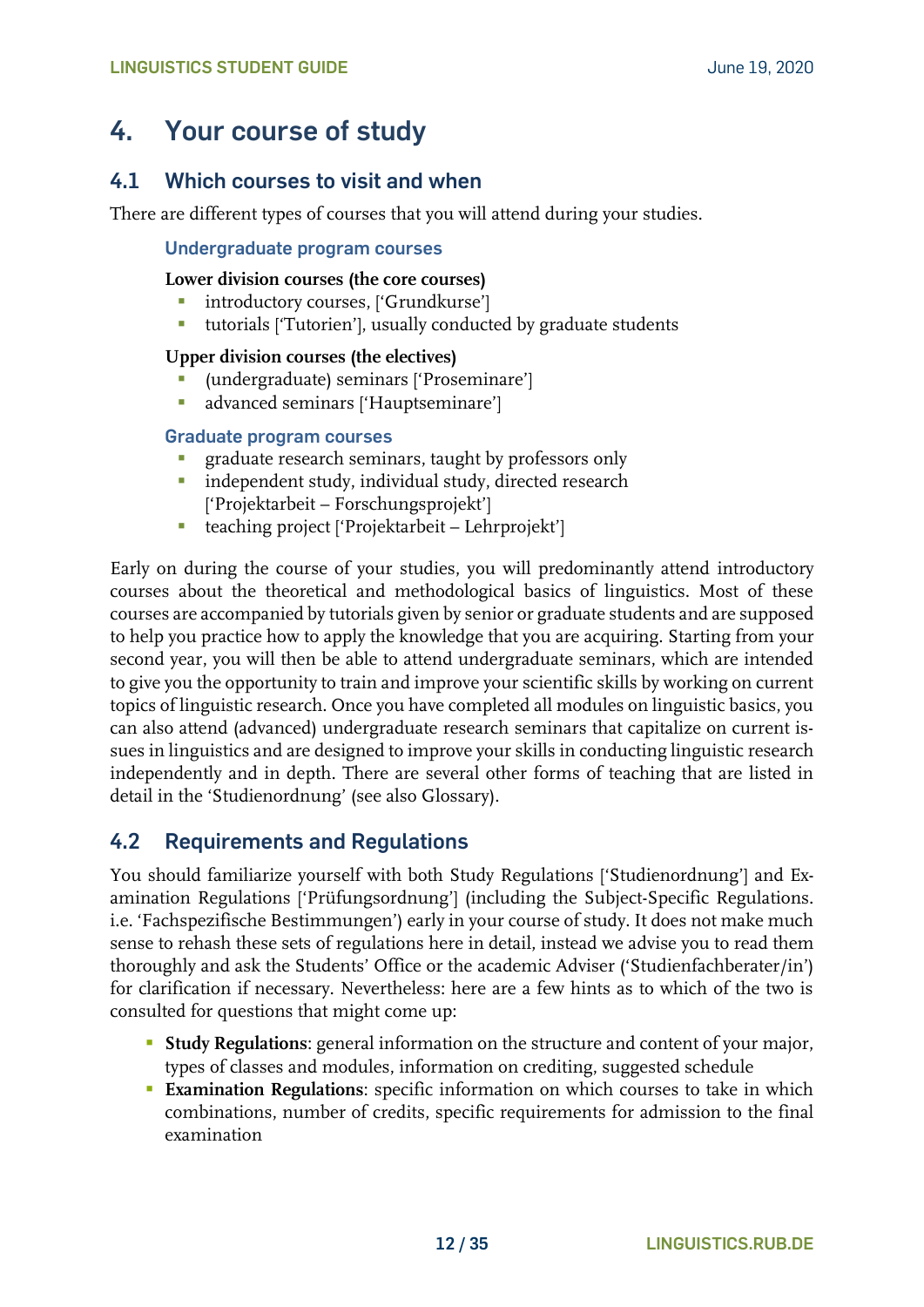# 4. Your course of study

## 4.1 Which courses to visit and when

There are different types of courses that you will attend during your studies.

### Undergraduate program courses

**Lower division courses (the core courses)**

- introductory courses, ['Grundkurse']
- tutorials ['Tutorien'], usually conducted by graduate students

**Upper division courses (the electives)**

- (undergraduate) seminars ['Proseminare']
- advanced seminars ['Hauptseminare']

### Graduate program courses

- graduate research seminars, taught by professors only
- independent study, individual study, directed research ['Projektarbeit – Forschungsprojekt']
- teaching project ['Projektarbeit – Lehrprojekt']

Early on during the course of your studies, you will predominantly attend introductory courses about the theoretical and methodological basics of linguistics. Most of these courses are accompanied by tutorials given by senior or graduate students and are supposed to help you practice how to apply the knowledge that you are acquiring. Starting from your second year, you will then be able to attend undergraduate seminars, which are intended to give you the opportunity to train and improve your scientific skills by working on current topics of linguistic research. Once you have completed all modules on linguistic basics, you can also attend (advanced) undergraduate research seminars that capitalize on current issues in linguistics and are designed to improve your skills in conducting linguistic research independently and in depth. There are several other forms of teaching that are listed in detail in the 'Studienordnung' (see also Glossary).

## 4.2 Requirements and Regulations

You should familiarize yourself with both Study Regulations ['Studienordnung'] and Examination Regulations ['Prüfungsordnung'] (including the Subject-Specific Regulations. i.e. 'Fachspezifische Bestimmungen') early in your course of study. It does not make much sense to rehash these sets of regulations here in detail, instead we advise you to read them thoroughly and ask the Students' Office or the academic Adviser ('Studienfachberater/in') for clarification if necessary. Nevertheless: here are a few hints as to which of the two is consulted for questions that might come up:

- **Study Regulations**: general information on the structure and content of your major, types of classes and modules, information on crediting, suggested schedule
- **Examination Regulations**: specific information on which courses to take in which combinations, number of credits, specific requirements for admission to the final examination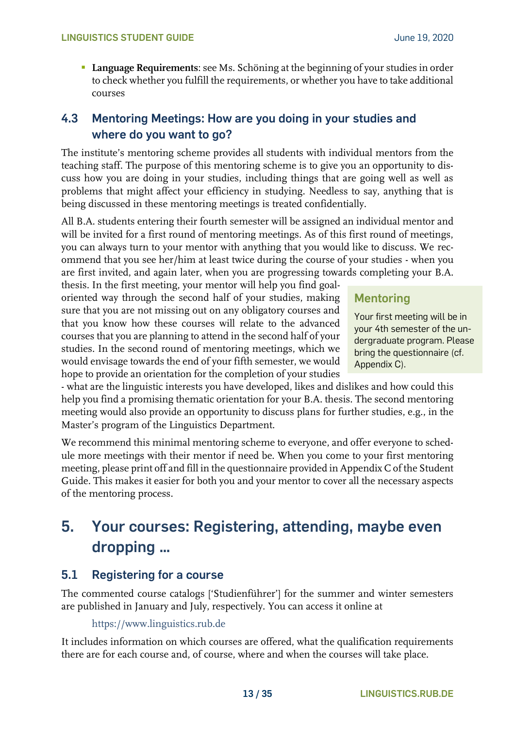- **Language Requirements**: see Ms. Schöning at the beginning of your studies in order to check whether you fulfill the requirements, or whether you have to take additional courses

## 4.3 Mentoring Meetings: How are you doing in your studies and where do you want to go?

The institute's mentoring scheme provides all students with individual mentors from the teaching staff. The purpose of this mentoring scheme is to give you an opportunity to discuss how you are doing in your studies, including things that are going well as well as problems that might affect your efficiency in studying. Needless to say, anything that is being discussed in these mentoring meetings is treated confidentially.

All B.A. students entering their fourth semester will be assigned an individual mentor and will be invited for a first round of mentoring meetings. As of this first round of meetings, you can always turn to your mentor with anything that you would like to discuss. We recommend that you see her/him at least twice during the course of your studies - when you are first invited, and again later, when you are progressing towards completing your B.A. thesis. In the first meeting, your mentor will help you find goal-oriented way through the second half of your studies, making sure that you are not missing out on any obligatory courses and that you know how these courses will relate to the advanced courses that you are planning to attend in the second half of your studies. In the second round of mentoring meetings, which we would envisage towards the end of your fifth semester, we would hope to provide an orientation for the completion of your studies - what are the linguistic interests you have developed, likes and dislikes and how could this help you find a promising thematic orientation for your B.A. thesis. The second mentoring meeting would also provide an opportunity to discuss plans for further studies, e.g., in the Master's program of the Linguistics Department.

> **Mentoring**
>
> Your first meeting will be in your 4th semester of the undergraduate program. Please bring the questionnaire (cf. Appendix C).

We recommend this minimal mentoring scheme to everyone, and offer everyone to schedule more meetings with their mentor if need be. When you come to your first mentoring meeting, please print off and fill in the questionnaire provided in Appendix C of the Student Guide. This makes it easier for both you and your mentor to cover all the necessary aspects of the mentoring process.

# 5. Your courses: Registering, attending, maybe even dropping …

## 5.1 Registering for a course

The commented course catalogs ['Studienführer'] for the summer and winter semesters are published in January and July, respectively. You can access it online at

https://www.linguistics.rub.de

It includes information on which courses are offered, what the qualification requirements there are for each course and, of course, where and when the courses will take place.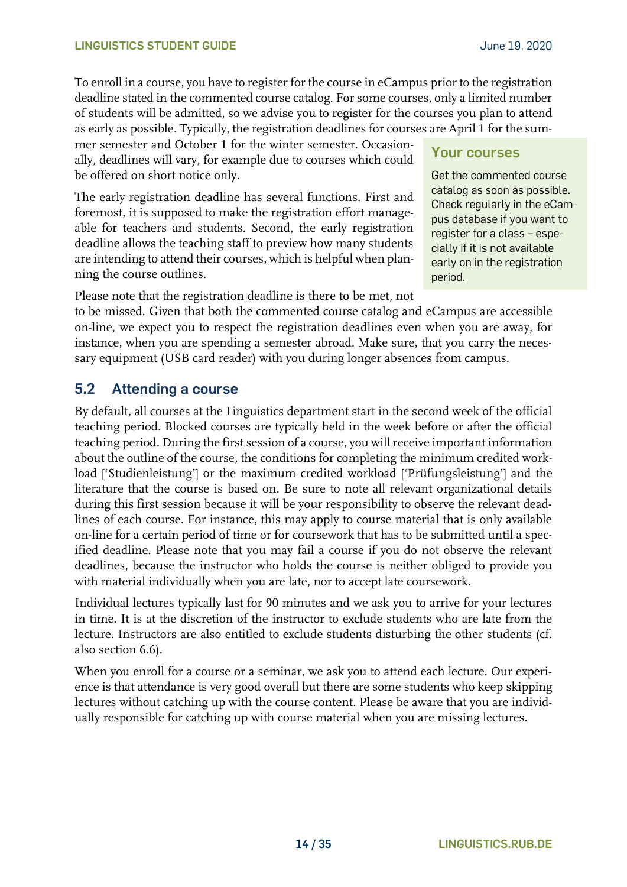To enroll in a course, you have to register for the course in eCampus prior to the registration deadline stated in the commented course catalog. For some courses, only a limited number of students will be admitted, so we advise you to register for the courses you plan to attend as early as possible. Typically, the registration deadlines for courses are April 1 for the summer semester and October 1 for the winter semester. Occasionally, deadlines will vary, for example due to courses which could be offered on short notice only.

The early registration deadline has several functions. First and foremost, it is supposed to make the registration effort manageable for teachers and students. Second, the early registration deadline allows the teaching staff to preview how many students are intending to attend their courses, which is helpful when planning the course outlines.

Please note that the registration deadline is there to be met, not to be missed. Given that both the commented course catalog and eCampus are accessible on-line, we expect you to respect the registration deadlines even when you are away, for instance, when you are spending a semester abroad. Make sure, that you carry the necessary equipment (USB card reader) with you during longer absences from campus.

**Your courses**

Get the commented course catalog as soon as possible. Check regularly in the eCampus database if you want to register for a class – especially if it is not available early on in the registration period.

## 5.2 Attending a course

By default, all courses at the Linguistics department start in the second week of the official teaching period. Blocked courses are typically held in the week before or after the official teaching period. During the first session of a course, you will receive important information about the outline of the course, the conditions for completing the minimum credited workload ['Studienleistung'] or the maximum credited workload ['Prüfungsleistung'] and the literature that the course is based on. Be sure to note all relevant organizational details during this first session because it will be your responsibility to observe the relevant deadlines of each course. For instance, this may apply to course material that is only available on-line for a certain period of time or for coursework that has to be submitted until a specified deadline. Please note that you may fail a course if you do not observe the relevant deadlines, because the instructor who holds the course is neither obliged to provide you with material individually when you are late, nor to accept late coursework.

Individual lectures typically last for 90 minutes and we ask you to arrive for your lectures in time. It is at the discretion of the instructor to exclude students who are late from the lecture. Instructors are also entitled to exclude students disturbing the other students (cf. also section 6.6).

When you enroll for a course or a seminar, we ask you to attend each lecture. Our experience is that attendance is very good overall but there are some students who keep skipping lectures without catching up with the course content. Please be aware that you are individually responsible for catching up with course material when you are missing lectures.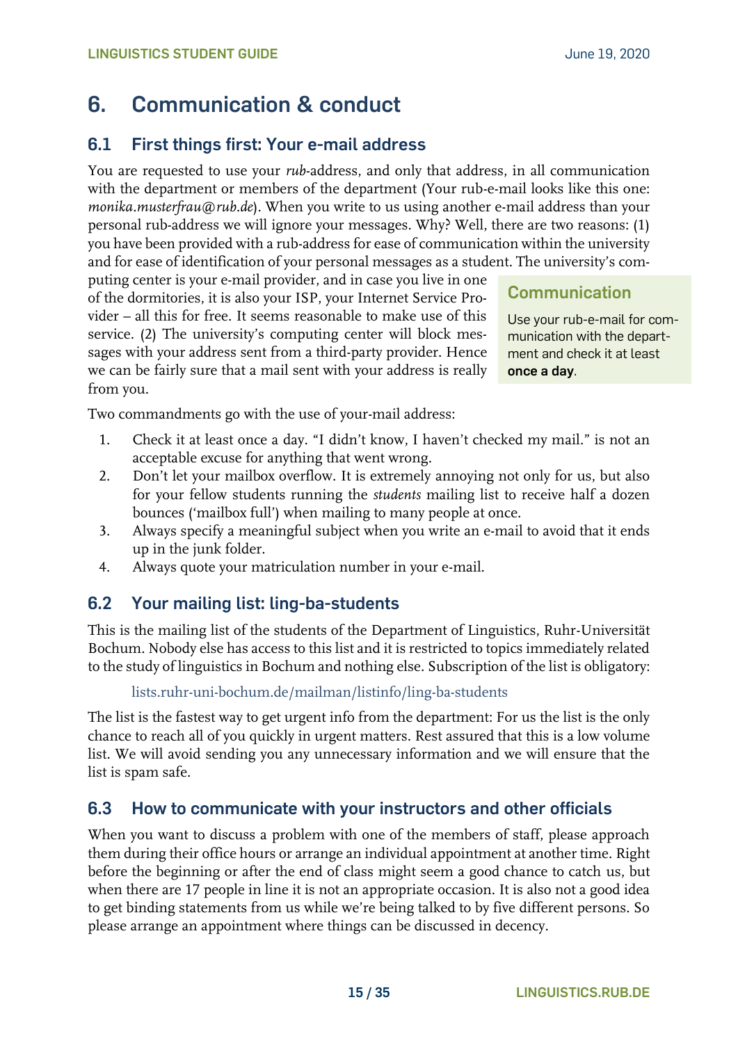# 6. Communication & conduct

## 6.1 First things first: Your e-mail address

You are requested to use your *rub*-address, and only that address, in all communication with the department or members of the department (Your rub-e-mail looks like this one: *monika.musterfrau@rub.de*). When you write to us using another e-mail address than your personal rub-address we will ignore your messages. Why? Well, there are two reasons: (1) you have been provided with a rub-address for ease of communication within the university and for ease of identification of your personal messages as a student. The university's computing center is your e-mail provider, and in case you live in one of the dormitories, it is also your ISP, your Internet Service Provider – all this for free. It seems reasonable to make use of this service. (2) The university's computing center will block messages with your address sent from a third-party provider. Hence we can be fairly sure that a mail sent with your address is really from you.

> **Communication**
>
> Use your rub-e-mail for communication with the department and check it at least **once a day**.

Two commandments go with the use of your-mail address:

1. Check it at least once a day. "I didn't know, I haven't checked my mail." is not an acceptable excuse for anything that went wrong.
2. Don't let your mailbox overflow. It is extremely annoying not only for us, but also for your fellow students running the *students* mailing list to receive half a dozen bounces ('mailbox full') when mailing to many people at once.
3. Always specify a meaningful subject when you write an e-mail to avoid that it ends up in the junk folder.
4. Always quote your matriculation number in your e-mail.

## 6.2 Your mailing list: ling-ba-students

This is the mailing list of the students of the Department of Linguistics, Ruhr-Universität Bochum. Nobody else has access to this list and it is restricted to topics immediately related to the study of linguistics in Bochum and nothing else. Subscription of the list is obligatory:

lists.ruhr-uni-bochum.de/mailman/listinfo/ling-ba-students

The list is the fastest way to get urgent info from the department: For us the list is the only chance to reach all of you quickly in urgent matters. Rest assured that this is a low volume list. We will avoid sending you any unnecessary information and we will ensure that the list is spam safe.

## 6.3 How to communicate with your instructors and other officials

When you want to discuss a problem with one of the members of staff, please approach them during their office hours or arrange an individual appointment at another time. Right before the beginning or after the end of class might seem a good chance to catch us, but when there are 17 people in line it is not an appropriate occasion. It is also not a good idea to get binding statements from us while we're being talked to by five different persons. So please arrange an appointment where things can be discussed in decency.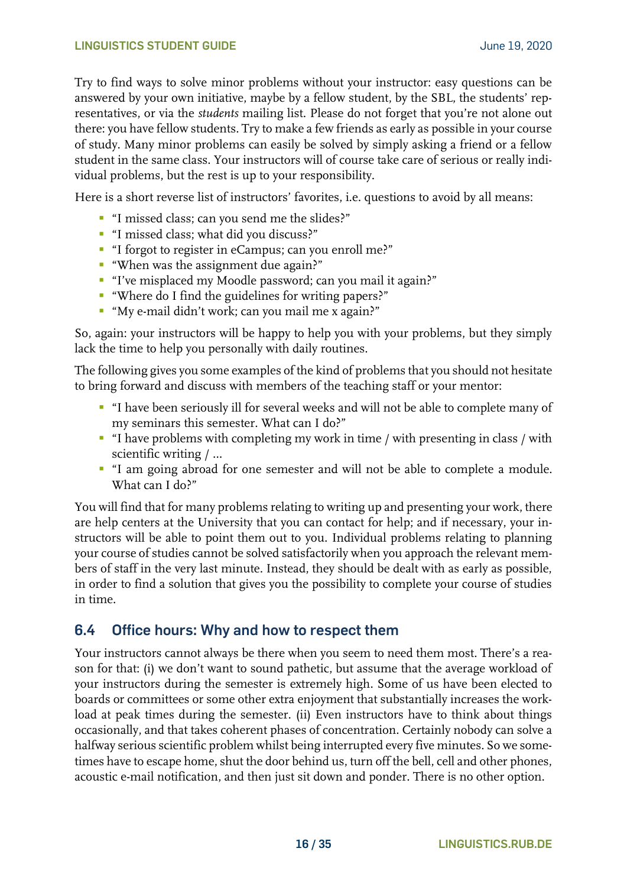Try to find ways to solve minor problems without your instructor: easy questions can be answered by your own initiative, maybe by a fellow student, by the SBL, the students' representatives, or via the *students* mailing list. Please do not forget that you're not alone out there: you have fellow students. Try to make a few friends as early as possible in your course of study. Many minor problems can easily be solved by simply asking a friend or a fellow student in the same class. Your instructors will of course take care of serious or really individual problems, but the rest is up to your responsibility.

Here is a short reverse list of instructors' favorites, i.e. questions to avoid by all means:

- "I missed class; can you send me the slides?"
- "I missed class; what did you discuss?"
- "I forgot to register in eCampus; can you enroll me?"
- "When was the assignment due again?"
- "I've misplaced my Moodle password; can you mail it again?"
- "Where do I find the guidelines for writing papers?"
- "My e-mail didn't work; can you mail me x again?"

So, again: your instructors will be happy to help you with your problems, but they simply lack the time to help you personally with daily routines.

The following gives you some examples of the kind of problems that you should not hesitate to bring forward and discuss with members of the teaching staff or your mentor:

- "I have been seriously ill for several weeks and will not be able to complete many of my seminars this semester. What can I do?"
- "I have problems with completing my work in time / with presenting in class / with scientific writing / ...
- "I am going abroad for one semester and will not be able to complete a module. What can I do?"

You will find that for many problems relating to writing up and presenting your work, there are help centers at the University that you can contact for help; and if necessary, your instructors will be able to point them out to you. Individual problems relating to planning your course of studies cannot be solved satisfactorily when you approach the relevant members of staff in the very last minute. Instead, they should be dealt with as early as possible, in order to find a solution that gives you the possibility to complete your course of studies in time.

## 6.4 Office hours: Why and how to respect them

Your instructors cannot always be there when you seem to need them most. There's a reason for that: (i) we don't want to sound pathetic, but assume that the average workload of your instructors during the semester is extremely high. Some of us have been elected to boards or committees or some other extra enjoyment that substantially increases the workload at peak times during the semester. (ii) Even instructors have to think about things occasionally, and that takes coherent phases of concentration. Certainly nobody can solve a halfway serious scientific problem whilst being interrupted every five minutes. So we sometimes have to escape home, shut the door behind us, turn off the bell, cell and other phones, acoustic e-mail notification, and then just sit down and ponder. There is no other option.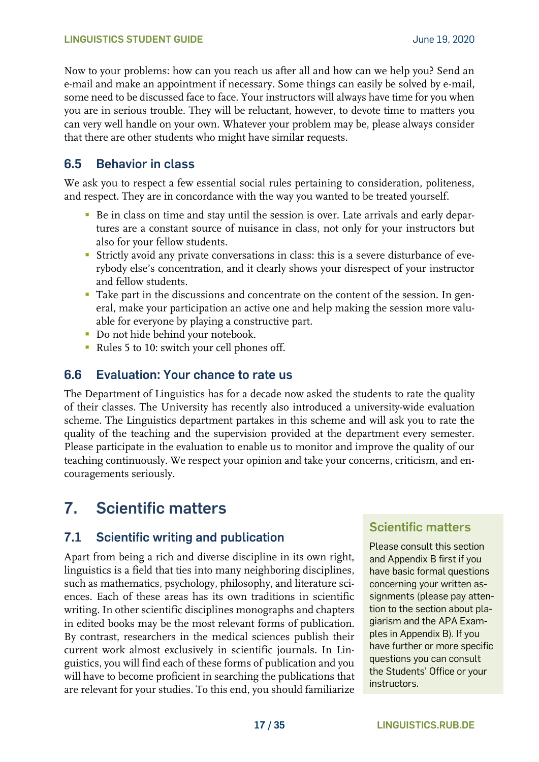Now to your problems: how can you reach us after all and how can we help you? Send an e-mail and make an appointment if necessary. Some things can easily be solved by e-mail, some need to be discussed face to face. Your instructors will always have time for you when you are in serious trouble. They will be reluctant, however, to devote time to matters you can very well handle on your own. Whatever your problem may be, please always consider that there are other students who might have similar requests.

## 6.5 Behavior in class

We ask you to respect a few essential social rules pertaining to consideration, politeness, and respect. They are in concordance with the way you wanted to be treated yourself.

- Be in class on time and stay until the session is over. Late arrivals and early departures are a constant source of nuisance in class, not only for your instructors but also for your fellow students.
- Strictly avoid any private conversations in class: this is a severe disturbance of everybody else's concentration, and it clearly shows your disrespect of your instructor and fellow students.
- Take part in the discussions and concentrate on the content of the session. In general, make your participation an active one and help making the session more valuable for everyone by playing a constructive part.
- Do not hide behind your notebook.
- Rules 5 to 10: switch your cell phones off.

## 6.6 Evaluation: Your chance to rate us

The Department of Linguistics has for a decade now asked the students to rate the quality of their classes. The University has recently also introduced a university-wide evaluation scheme. The Linguistics department partakes in this scheme and will ask you to rate the quality of the teaching and the supervision provided at the department every semester. Please participate in the evaluation to enable us to monitor and improve the quality of our teaching continuously. We respect your opinion and take your concerns, criticism, and encouragements seriously.

# 7. Scientific matters

## 7.1 Scientific writing and publication

Apart from being a rich and diverse discipline in its own right, linguistics is a field that ties into many neighboring disciplines, such as mathematics, psychology, philosophy, and literature sciences. Each of these areas has its own traditions in scientific writing. In other scientific disciplines monographs and chapters in edited books may be the most relevant forms of publication. By contrast, researchers in the medical sciences publish their current work almost exclusively in scientific journals. In Linguistics, you will find each of these forms of publication and you will have to become proficient in searching the publications that are relevant for your studies. To this end, you should familiarize

> **Scientific matters**
>
> Please consult this section and Appendix B first if you have basic formal questions concerning your written assignments (please pay attention to the section about plagiarism and the APA Examples in Appendix B). If you have further or more specific questions you can consult the Students' Office or your instructors.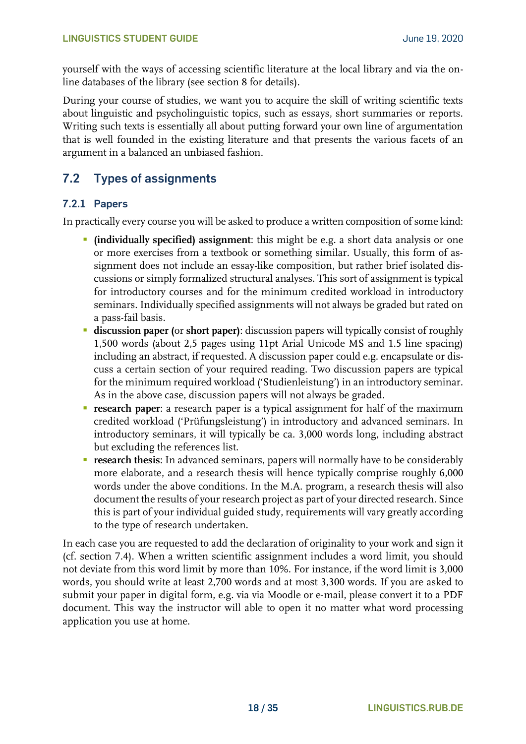yourself with the ways of accessing scientific literature at the local library and via the on-line databases of the library (see section 8 for details).

During your course of studies, we want you to acquire the skill of writing scientific texts about linguistic and psycholinguistic topics, such as essays, short summaries or reports. Writing such texts is essentially all about putting forward your own line of argumentation that is well founded in the existing literature and that presents the various facets of an argument in a balanced an unbiased fashion.

## 7.2 Types of assignments

### 7.2.1 Papers

In practically every course you will be asked to produce a written composition of some kind:

- **(individually specified) assignment**: this might be e.g. a short data analysis or one or more exercises from a textbook or something similar. Usually, this form of assignment does not include an essay-like composition, but rather brief isolated discussions or simply formalized structural analyses. This sort of assignment is typical for introductory courses and for the minimum credited workload in introductory seminars. Individually specified assignments will not always be graded but rated on a pass-fail basis.
- **discussion paper (**or **short paper)**: discussion papers will typically consist of roughly 1,500 words (about 2,5 pages using 11pt Arial Unicode MS and 1.5 line spacing) including an abstract, if requested. A discussion paper could e.g. encapsulate or discuss a certain section of your required reading. Two discussion papers are typical for the minimum required workload ('Studienleistung') in an introductory seminar. As in the above case, discussion papers will not always be graded.
- **research paper**: a research paper is a typical assignment for half of the maximum credited workload ('Prüfungsleistung') in introductory and advanced seminars. In introductory seminars, it will typically be ca. 3,000 words long, including abstract but excluding the references list.
- **research thesis**: In advanced seminars, papers will normally have to be considerably more elaborate, and a research thesis will hence typically comprise roughly 6,000 words under the above conditions. In the M.A. program, a research thesis will also document the results of your research project as part of your directed research. Since this is part of your individual guided study, requirements will vary greatly according to the type of research undertaken.

In each case you are requested to add the declaration of originality to your work and sign it (cf. section 7.4). When a written scientific assignment includes a word limit, you should not deviate from this word limit by more than 10%. For instance, if the word limit is 3,000 words, you should write at least 2,700 words and at most 3,300 words. If you are asked to submit your paper in digital form, e.g. via via Moodle or e-mail, please convert it to a PDF document. This way the instructor will able to open it no matter what word processing application you use at home.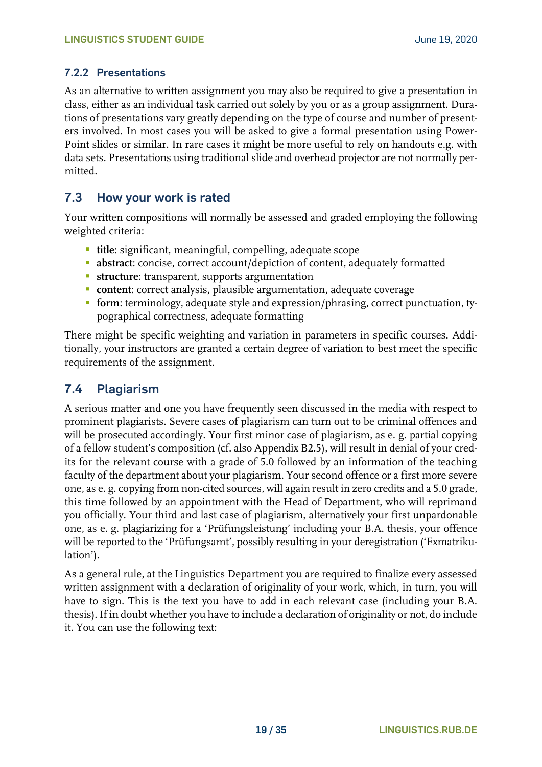### 7.2.2 Presentations

As an alternative to written assignment you may also be required to give a presentation in class, either as an individual task carried out solely by you or as a group assignment. Durations of presentations vary greatly depending on the type of course and number of presenters involved. In most cases you will be asked to give a formal presentation using PowerPoint slides or similar. In rare cases it might be more useful to rely on handouts e.g. with data sets. Presentations using traditional slide and overhead projector are not normally permitted.

## 7.3 How your work is rated

Your written compositions will normally be assessed and graded employing the following weighted criteria:

- **title**: significant, meaningful, compelling, adequate scope
- **abstract**: concise, correct account/depiction of content, adequately formatted
- **structure**: transparent, supports argumentation
- **content**: correct analysis, plausible argumentation, adequate coverage
- **form**: terminology, adequate style and expression/phrasing, correct punctuation, typographical correctness, adequate formatting

There might be specific weighting and variation in parameters in specific courses. Additionally, your instructors are granted a certain degree of variation to best meet the specific requirements of the assignment.

## 7.4 Plagiarism

A serious matter and one you have frequently seen discussed in the media with respect to prominent plagiarists. Severe cases of plagiarism can turn out to be criminal offences and will be prosecuted accordingly. Your first minor case of plagiarism, as e. g. partial copying of a fellow student's composition (cf. also Appendix B2.5), will result in denial of your credits for the relevant course with a grade of 5.0 followed by an information of the teaching faculty of the department about your plagiarism. Your second offence or a first more severe one, as e. g. copying from non-cited sources, will again result in zero credits and a 5.0 grade, this time followed by an appointment with the Head of Department, who will reprimand you officially. Your third and last case of plagiarism, alternatively your first unpardonable one, as e. g. plagiarizing for a 'Prüfungsleistung' including your B.A. thesis, your offence will be reported to the 'Prüfungsamt', possibly resulting in your deregistration ('Exmatrikulation').

As a general rule, at the Linguistics Department you are required to finalize every assessed written assignment with a declaration of originality of your work, which, in turn, you will have to sign. This is the text you have to add in each relevant case (including your B.A. thesis). If in doubt whether you have to include a declaration of originality or not, do include it. You can use the following text: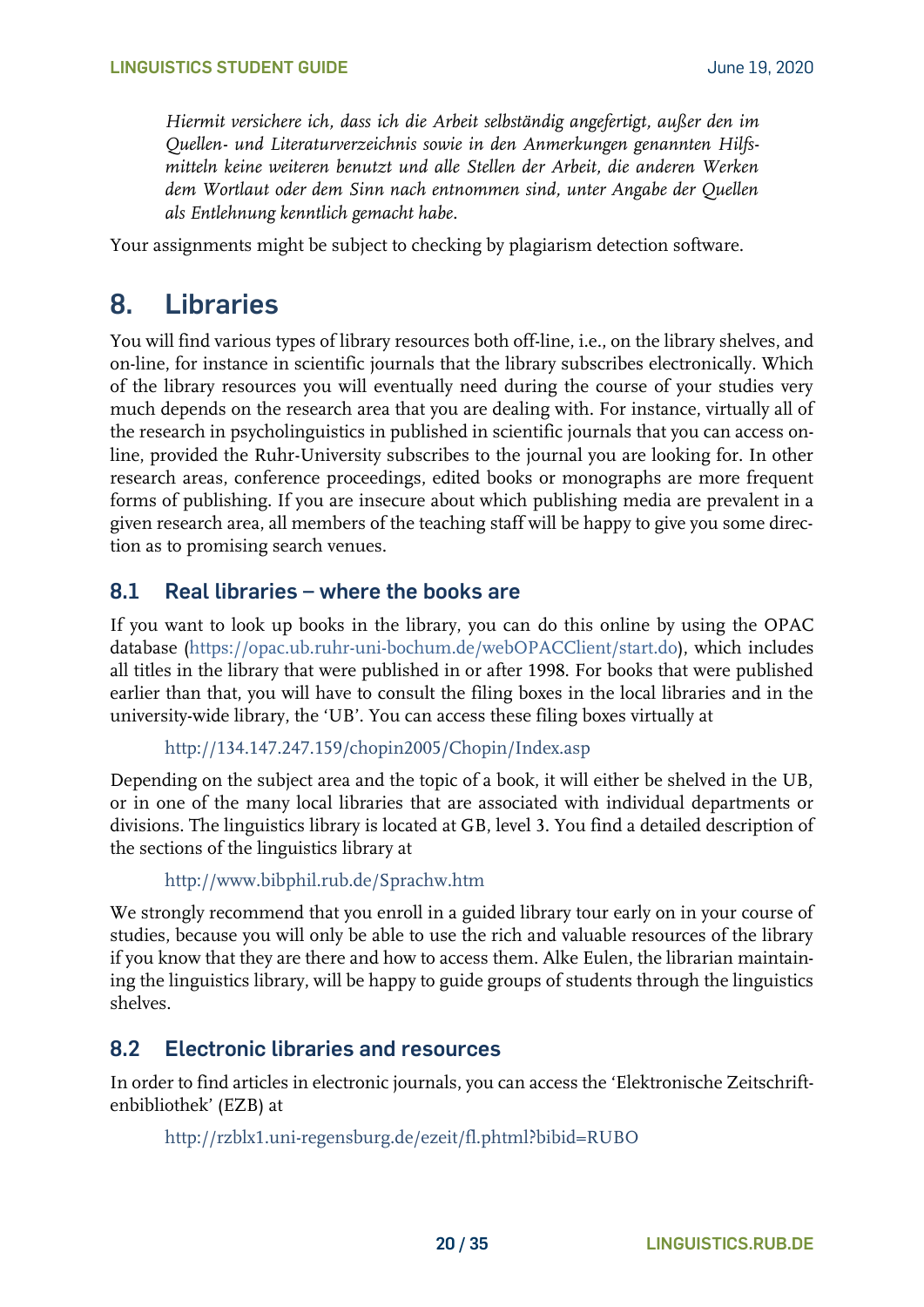*Hiermit versichere ich, dass ich die Arbeit selbständig angefertigt, außer den im Quellen- und Literaturverzeichnis sowie in den Anmerkungen genannten Hilfsmitteln keine weiteren benutzt und alle Stellen der Arbeit, die anderen Werken dem Wortlaut oder dem Sinn nach entnommen sind, unter Angabe der Quellen als Entlehnung kenntlich gemacht habe.*

Your assignments might be subject to checking by plagiarism detection software.

# 8. Libraries

You will find various types of library resources both off-line, i.e., on the library shelves, and on-line, for instance in scientific journals that the library subscribes electronically. Which of the library resources you will eventually need during the course of your studies very much depends on the research area that you are dealing with. For instance, virtually all of the research in psycholinguistics in published in scientific journals that you can access online, provided the Ruhr-University subscribes to the journal you are looking for. In other research areas, conference proceedings, edited books or monographs are more frequent forms of publishing. If you are insecure about which publishing media are prevalent in a given research area, all members of the teaching staff will be happy to give you some direction as to promising search venues.

## 8.1 Real libraries – where the books are

If you want to look up books in the library, you can do this online by using the OPAC database (https://opac.ub.ruhr-uni-bochum.de/webOPACClient/start.do), which includes all titles in the library that were published in or after 1998. For books that were published earlier than that, you will have to consult the filing boxes in the local libraries and in the university-wide library, the 'UB'. You can access these filing boxes virtually at

http://134.147.247.159/chopin2005/Chopin/Index.asp

Depending on the subject area and the topic of a book, it will either be shelved in the UB, or in one of the many local libraries that are associated with individual departments or divisions. The linguistics library is located at GB, level 3. You find a detailed description of the sections of the linguistics library at

http://www.bibphil.rub.de/Sprachw.htm

We strongly recommend that you enroll in a guided library tour early on in your course of studies, because you will only be able to use the rich and valuable resources of the library if you know that they are there and how to access them. Alke Eulen, the librarian maintaining the linguistics library, will be happy to guide groups of students through the linguistics shelves.

## 8.2 Electronic libraries and resources

In order to find articles in electronic journals, you can access the 'Elektronische Zeitschriftenbibliothek' (EZB) at

http://rzblx1.uni-regensburg.de/ezeit/fl.phtml?bibid=RUBO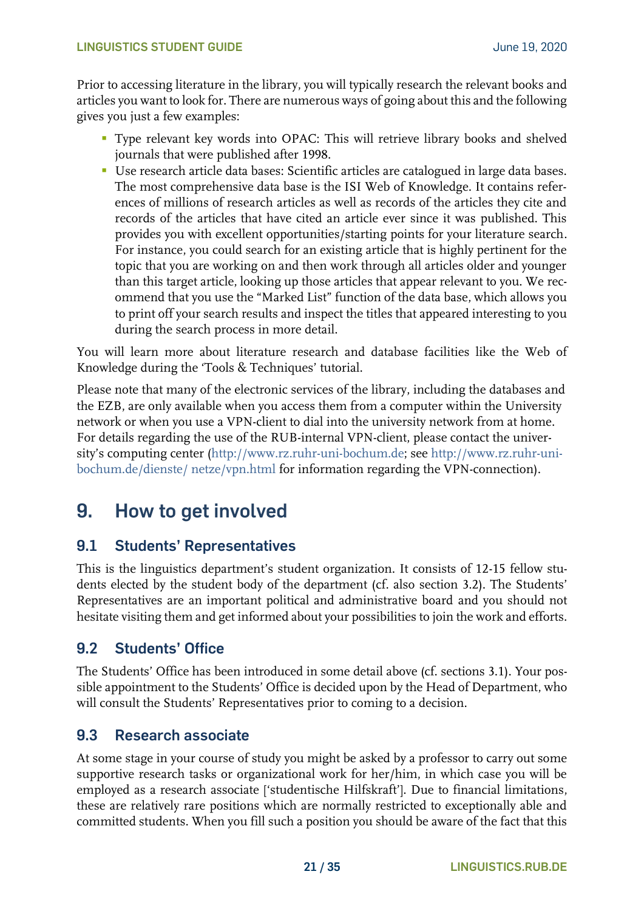Prior to accessing literature in the library, you will typically research the relevant books and articles you want to look for. There are numerous ways of going about this and the following gives you just a few examples:

- Type relevant key words into OPAC: This will retrieve library books and shelved journals that were published after 1998.
- Use research article data bases: Scientific articles are catalogued in large data bases. The most comprehensive data base is the ISI Web of Knowledge. It contains references of millions of research articles as well as records of the articles they cite and records of the articles that have cited an article ever since it was published. This provides you with excellent opportunities/starting points for your literature search. For instance, you could search for an existing article that is highly pertinent for the topic that you are working on and then work through all articles older and younger than this target article, looking up those articles that appear relevant to you. We recommend that you use the "Marked List" function of the data base, which allows you to print off your search results and inspect the titles that appeared interesting to you during the search process in more detail.

You will learn more about literature research and database facilities like the Web of Knowledge during the 'Tools & Techniques' tutorial.

Please note that many of the electronic services of the library, including the databases and the EZB, are only available when you access them from a computer within the University network or when you use a VPN-client to dial into the university network from at home. For details regarding the use of the RUB-internal VPN-client, please contact the university's computing center (http://www.rz.ruhr-uni-bochum.de; see http://www.rz.ruhr-uni-bochum.de/dienste/ netze/vpn.html for information regarding the VPN-connection).

# 9. How to get involved

## 9.1 Students' Representatives

This is the linguistics department's student organization. It consists of 12-15 fellow students elected by the student body of the department (cf. also section 3.2). The Students' Representatives are an important political and administrative board and you should not hesitate visiting them and get informed about your possibilities to join the work and efforts.

## 9.2 Students' Office

The Students' Office has been introduced in some detail above (cf. sections 3.1). Your possible appointment to the Students' Office is decided upon by the Head of Department, who will consult the Students' Representatives prior to coming to a decision.

## 9.3 Research associate

At some stage in your course of study you might be asked by a professor to carry out some supportive research tasks or organizational work for her/him, in which case you will be employed as a research associate ['studentische Hilfskraft']. Due to financial limitations, these are relatively rare positions which are normally restricted to exceptionally able and committed students. When you fill such a position you should be aware of the fact that this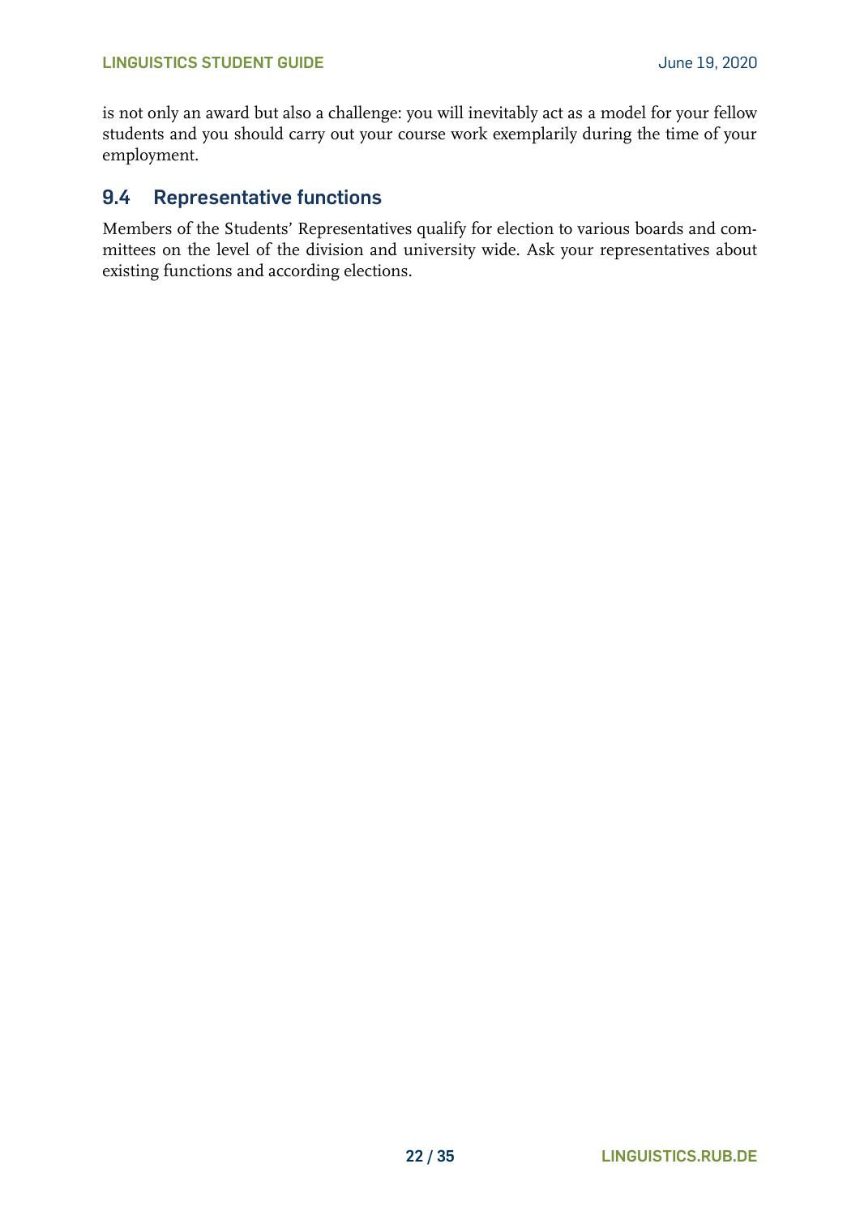is not only an award but also a challenge: you will inevitably act as a model for your fellow students and you should carry out your course work exemplarily during the time of your employment.

## 9.4 Representative functions

Members of the Students' Representatives qualify for election to various boards and committees on the level of the division and university wide. Ask your representatives about existing functions and according elections.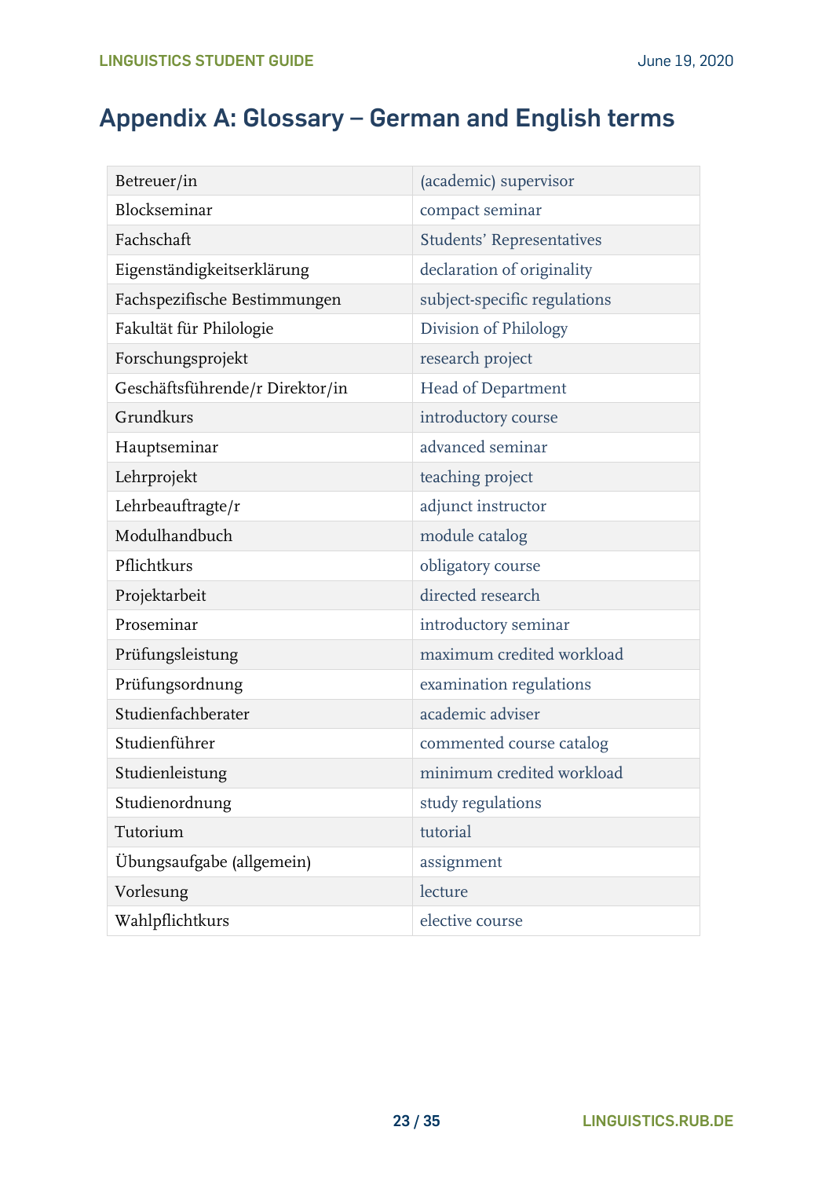# Appendix A: Glossary – German and English terms

| | |
|---|---|
| Betreuer/in | (academic) supervisor |
| Blockseminar | compact seminar |
| Fachschaft | Students' Representatives |
| Eigenständigkeitserklärung | declaration of originality |
| Fachspezifische Bestimmungen | subject-specific regulations |
| Fakultät für Philologie | Division of Philology |
| Forschungsprojekt | research project |
| Geschäftsführende/r Direktor/in | Head of Department |
| Grundkurs | introductory course |
| Hauptseminar | advanced seminar |
| Lehrprojekt | teaching project |
| Lehrbeauftragte/r | adjunct instructor |
| Modulhandbuch | module catalog |
| Pflichtkurs | obligatory course |
| Projektarbeit | directed research |
| Proseminar | introductory seminar |
| Prüfungsleistung | maximum credited workload |
| Prüfungsordnung | examination regulations |
| Studienfachberater | academic adviser |
| Studienführer | commented course catalog |
| Studienleistung | minimum credited workload |
| Studienordnung | study regulations |
| Tutorium | tutorial |
| Übungsaufgabe (allgemein) | assignment |
| Vorlesung | lecture |
| Wahlpflichtkurs | elective course |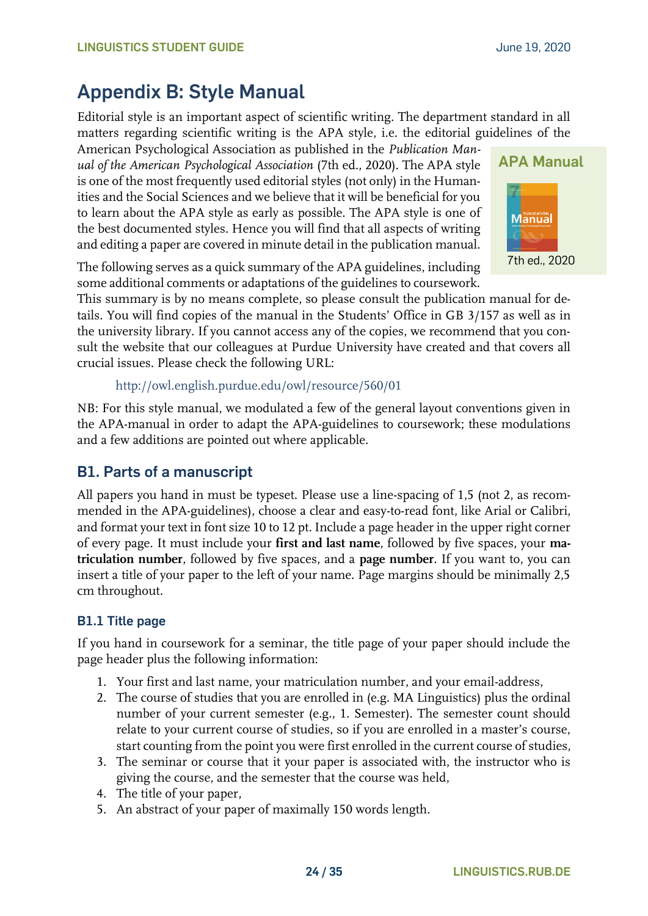# Appendix B: Style Manual

Editorial style is an important aspect of scientific writing. The department standard in all matters regarding scientific writing is the APA style, i.e. the editorial guidelines of the American Psychological Association as published in the *Publication Manual of the American Psychological Association* (7th ed., 2020). The APA style is one of the most frequently used editorial styles (not only) in the Humanities and the Social Sciences and we believe that it will be beneficial for you to learn about the APA style as early as possible. The APA style is one of the best documented styles. Hence you will find that all aspects of writing and editing a paper are covered in minute detail in the publication manual.

**APA Manual**

7th ed., 2020

The following serves as a quick summary of the APA guidelines, including some additional comments or adaptations of the guidelines to coursework. This summary is by no means complete, so please consult the publication manual for details. You will find copies of the manual in the Students' Office in GB 3/157 as well as in the university library. If you cannot access any of the copies, we recommend that you consult the website that our colleagues at Purdue University have created and that covers all crucial issues. Please check the following URL:

http://owl.english.purdue.edu/owl/resource/560/01

NB: For this style manual, we modulated a few of the general layout conventions given in the APA-manual in order to adapt the APA-guidelines to coursework; these modulations and a few additions are pointed out where applicable.

## B1. Parts of a manuscript

All papers you hand in must be typeset. Please use a line-spacing of 1,5 (not 2, as recommended in the APA-guidelines), choose a clear and easy-to-read font, like Arial or Calibri, and format your text in font size 10 to 12 pt. Include a page header in the upper right corner of every page. It must include your **first and last name**, followed by five spaces, your **matriculation number**, followed by five spaces, and a **page number**. If you want to, you can insert a title of your paper to the left of your name. Page margins should be minimally 2,5 cm throughout.

### B1.1 Title page

If you hand in coursework for a seminar, the title page of your paper should include the page header plus the following information:

1. Your first and last name, your matriculation number, and your email-address,
2. The course of studies that you are enrolled in (e.g. MA Linguistics) plus the ordinal number of your current semester (e.g., 1. Semester). The semester count should relate to your current course of studies, so if you are enrolled in a master's course, start counting from the point you were first enrolled in the current course of studies,
3. The seminar or course that it your paper is associated with, the instructor who is giving the course, and the semester that the course was held,
4. The title of your paper,
5. An abstract of your paper of maximally 150 words length.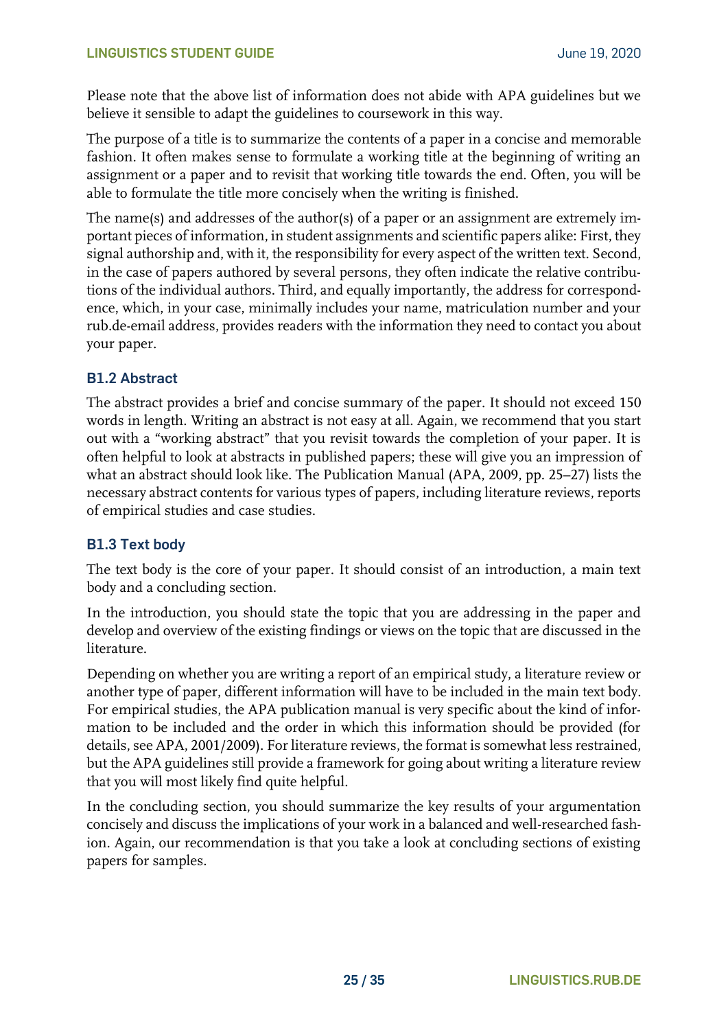Please note that the above list of information does not abide with APA guidelines but we believe it sensible to adapt the guidelines to coursework in this way.

The purpose of a title is to summarize the contents of a paper in a concise and memorable fashion. It often makes sense to formulate a working title at the beginning of writing an assignment or a paper and to revisit that working title towards the end. Often, you will be able to formulate the title more concisely when the writing is finished.

The name(s) and addresses of the author(s) of a paper or an assignment are extremely important pieces of information, in student assignments and scientific papers alike: First, they signal authorship and, with it, the responsibility for every aspect of the written text. Second, in the case of papers authored by several persons, they often indicate the relative contributions of the individual authors. Third, and equally importantly, the address for correspondence, which, in your case, minimally includes your name, matriculation number and your rub.de-email address, provides readers with the information they need to contact you about your paper.

### B1.2 Abstract

The abstract provides a brief and concise summary of the paper. It should not exceed 150 words in length. Writing an abstract is not easy at all. Again, we recommend that you start out with a "working abstract" that you revisit towards the completion of your paper. It is often helpful to look at abstracts in published papers; these will give you an impression of what an abstract should look like. The Publication Manual (APA, 2009, pp. 25–27) lists the necessary abstract contents for various types of papers, including literature reviews, reports of empirical studies and case studies.

### B1.3 Text body

The text body is the core of your paper. It should consist of an introduction, a main text body and a concluding section.

In the introduction, you should state the topic that you are addressing in the paper and develop and overview of the existing findings or views on the topic that are discussed in the literature.

Depending on whether you are writing a report of an empirical study, a literature review or another type of paper, different information will have to be included in the main text body. For empirical studies, the APA publication manual is very specific about the kind of information to be included and the order in which this information should be provided (for details, see APA, 2001/2009). For literature reviews, the format is somewhat less restrained, but the APA guidelines still provide a framework for going about writing a literature review that you will most likely find quite helpful.

In the concluding section, you should summarize the key results of your argumentation concisely and discuss the implications of your work in a balanced and well-researched fashion. Again, our recommendation is that you take a look at concluding sections of existing papers for samples.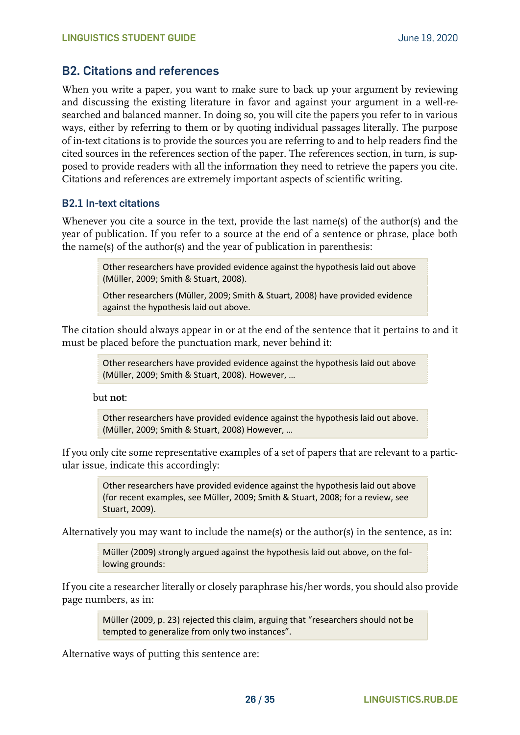## B2. Citations and references

When you write a paper, you want to make sure to back up your argument by reviewing and discussing the existing literature in favor and against your argument in a well-researched and balanced manner. In doing so, you will cite the papers you refer to in various ways, either by referring to them or by quoting individual passages literally. The purpose of in-text citations is to provide the sources you are referring to and to help readers find the cited sources in the references section of the paper. The references section, in turn, is supposed to provide readers with all the information they need to retrieve the papers you cite. Citations and references are extremely important aspects of scientific writing.

### B2.1 In-text citations

Whenever you cite a source in the text, provide the last name(s) of the author(s) and the year of publication. If you refer to a source at the end of a sentence or phrase, place both the name(s) of the author(s) and the year of publication in parenthesis:

> Other researchers have provided evidence against the hypothesis laid out above (Müller, 2009; Smith & Stuart, 2008).
>
> Other researchers (Müller, 2009; Smith & Stuart, 2008) have provided evidence against the hypothesis laid out above.

The citation should always appear in or at the end of the sentence that it pertains to and it must be placed before the punctuation mark, never behind it:

> Other researchers have provided evidence against the hypothesis laid out above (Müller, 2009; Smith & Stuart, 2008). However, …

but **not**:

> Other researchers have provided evidence against the hypothesis laid out above. (Müller, 2009; Smith & Stuart, 2008) However, …

If you only cite some representative examples of a set of papers that are relevant to a particular issue, indicate this accordingly:

> Other researchers have provided evidence against the hypothesis laid out above (for recent examples, see Müller, 2009; Smith & Stuart, 2008; for a review, see Stuart, 2009).

Alternatively you may want to include the name(s) or the author(s) in the sentence, as in:

> Müller (2009) strongly argued against the hypothesis laid out above, on the following grounds:

If you cite a researcher literally or closely paraphrase his/her words, you should also provide page numbers, as in:

> Müller (2009, p. 23) rejected this claim, arguing that "researchers should not be tempted to generalize from only two instances".

Alternative ways of putting this sentence are: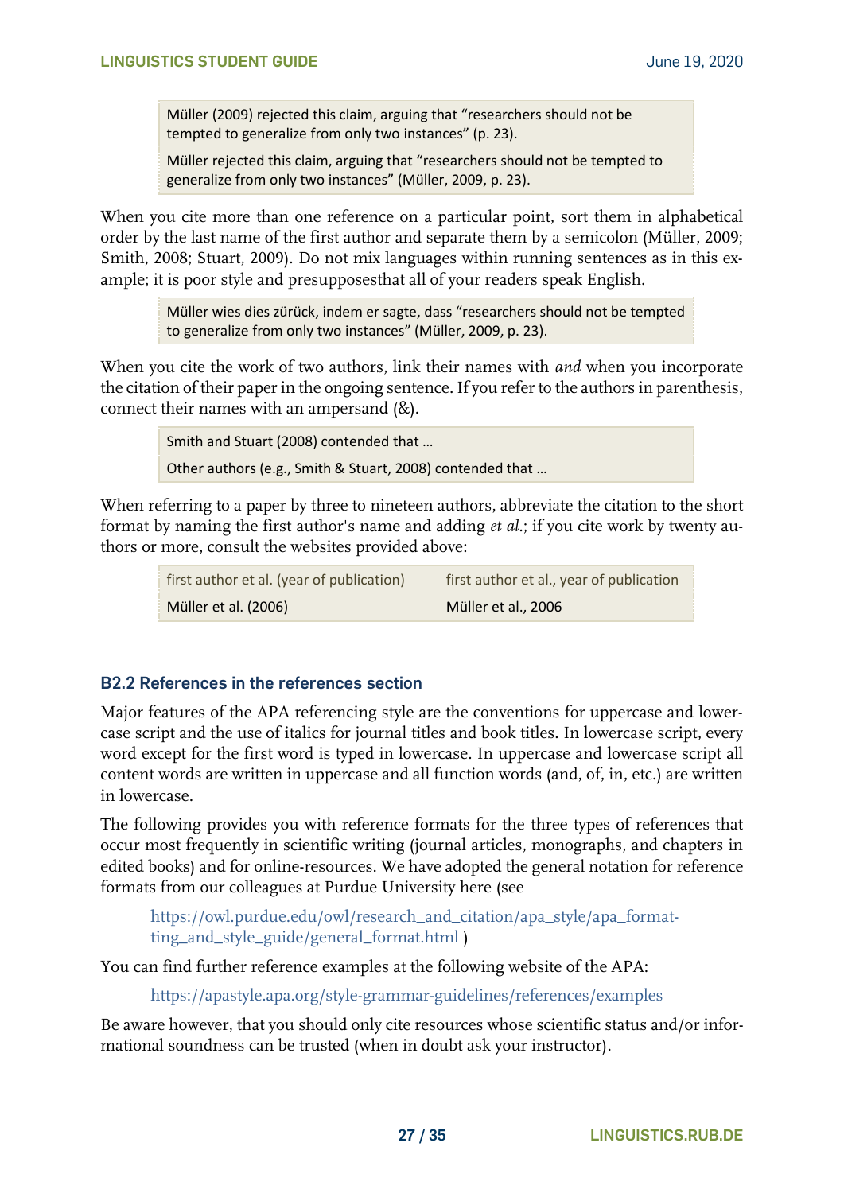> Müller (2009) rejected this claim, arguing that "researchers should not be tempted to generalize from only two instances" (p. 23).
>
> Müller rejected this claim, arguing that "researchers should not be tempted to generalize from only two instances" (Müller, 2009, p. 23).

When you cite more than one reference on a particular point, sort them in alphabetical order by the last name of the first author and separate them by a semicolon (Müller, 2009; Smith, 2008; Stuart, 2009). Do not mix languages within running sentences as in this example; it is poor style and presupposesthat all of your readers speak English.

> Müller wies dies zürück, indem er sagte, dass "researchers should not be tempted to generalize from only two instances" (Müller, 2009, p. 23).

When you cite the work of two authors, link their names with *and* when you incorporate the citation of their paper in the ongoing sentence. If you refer to the authors in parenthesis, connect their names with an ampersand (&).

> Smith and Stuart (2008) contended that …
>
> Other authors (e.g., Smith & Stuart, 2008) contended that …

When referring to a paper by three to nineteen authors, abbreviate the citation to the short format by naming the first author's name and adding *et al.*; if you cite work by twenty authors or more, consult the websites provided above:

| first author et al. (year of publication) | first author et al., year of publication |
|---|---|
| Müller et al. (2006) | Müller et al., 2006 |

### B2.2 References in the references section

Major features of the APA referencing style are the conventions for uppercase and lowercase script and the use of italics for journal titles and book titles. In lowercase script, every word except for the first word is typed in lowercase. In uppercase and lowercase script all content words are written in uppercase and all function words (and, of, in, etc.) are written in lowercase.

The following provides you with reference formats for the three types of references that occur most frequently in scientific writing (journal articles, monographs, and chapters in edited books) and for online-resources. We have adopted the general notation for reference formats from our colleagues at Purdue University here (see

https://owl.purdue.edu/owl/research_and_citation/apa_style/apa_formatting_and_style_guide/general_format.html )

You can find further reference examples at the following website of the APA:

https://apastyle.apa.org/style-grammar-guidelines/references/examples

Be aware however, that you should only cite resources whose scientific status and/or informational soundness can be trusted (when in doubt ask your instructor).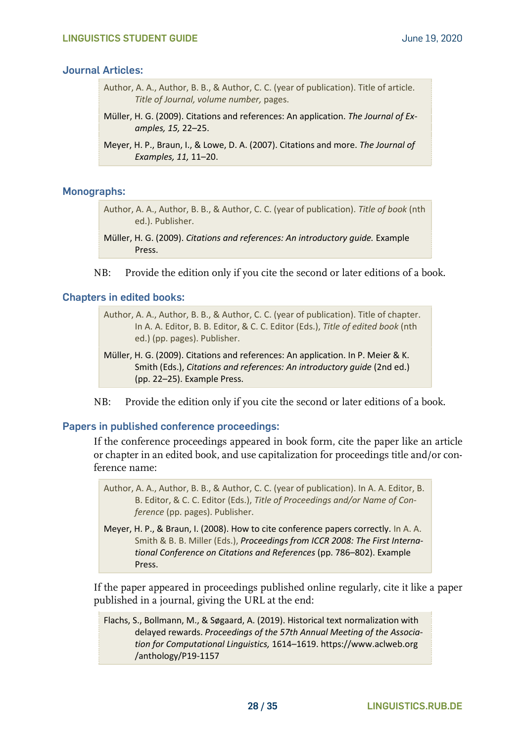### Journal Articles:

> Author, A. A., Author, B. B., & Author, C. C. (year of publication). Title of article. *Title of Journal, volume number,* pages.
>
> Müller, H. G. (2009). Citations and references: An application. *The Journal of Examples, 15,* 22–25.
>
> Meyer, H. P., Braun, I., & Lowe, D. A. (2007). Citations and more. *The Journal of Examples, 11,* 11–20.

### Monographs:

> Author, A. A., Author, B. B., & Author, C. C. (year of publication). *Title of book* (nth ed.). Publisher.
>
> Müller, H. G. (2009). *Citations and references: An introductory guide.* Example Press.

NB: Provide the edition only if you cite the second or later editions of a book.

### Chapters in edited books:

> Author, A. A., Author, B. B., & Author, C. C. (year of publication). Title of chapter. In A. A. Editor, B. B. Editor, & C. C. Editor (Eds.), *Title of edited book* (nth ed.) (pp. pages). Publisher.
>
> Müller, H. G. (2009). Citations and references: An application. In P. Meier & K. Smith (Eds.), *Citations and references: An introductory guide* (2nd ed.) (pp. 22–25). Example Press.

NB: Provide the edition only if you cite the second or later editions of a book.

### Papers in published conference proceedings:

If the conference proceedings appeared in book form, cite the paper like an article or chapter in an edited book, and use capitalization for proceedings title and/or conference name:

> Author, A. A., Author, B. B., & Author, C. C. (year of publication). In A. A. Editor, B. B. Editor, & C. C. Editor (Eds.), *Title of Proceedings and/or Name of Conference* (pp. pages). Publisher.
>
> Meyer, H. P., & Braun, I. (2008). How to cite conference papers correctly. In A. A. Smith & B. B. Miller (Eds.), *Proceedings from ICCR 2008: The First International Conference on Citations and References* (pp. 786–802). Example Press.

If the paper appeared in proceedings published online regularly, cite it like a paper published in a journal, giving the URL at the end:

> Flachs, S., Bollmann, M., & Søgaard, A. (2019). Historical text normalization with delayed rewards. *Proceedings of the 57th Annual Meeting of the Association for Computational Linguistics,* 1614–1619. https://www.aclweb.org/anthology/P19-1157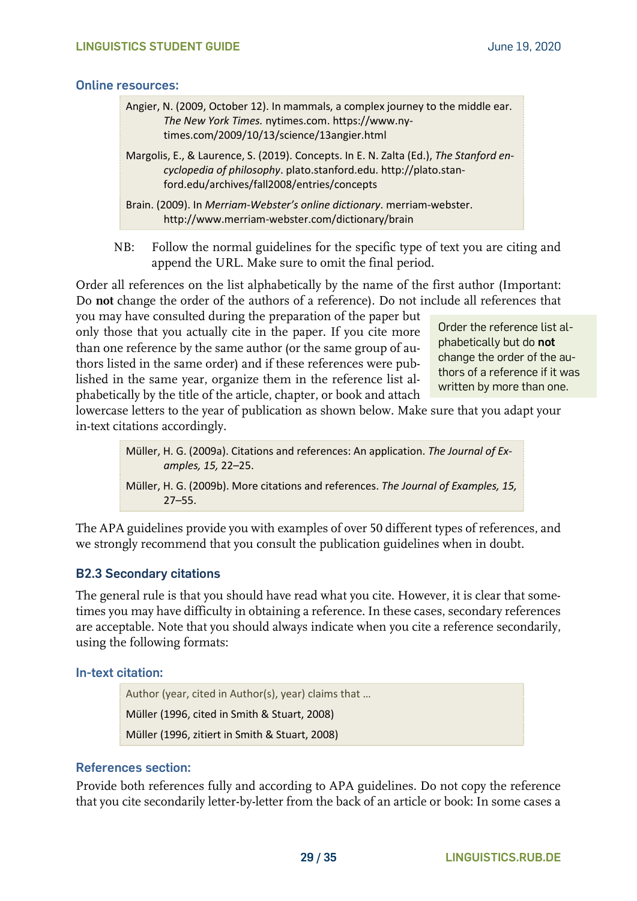### Online resources:

> Angier, N. (2009, October 12). In mammals, a complex journey to the middle ear. *The New York Times.* nytimes.com. https://www.nytimes.com/2009/10/13/science/13angier.html
>
> Margolis, E., & Laurence, S. (2019). Concepts. In E. N. Zalta (Ed.), *The Stanford encyclopedia of philosophy*. plato.stanford.edu. http://plato.stanford.edu/archives/fall2008/entries/concepts
>
> Brain. (2009). In *Merriam-Webster's online dictionary*. merriam-webster. http://www.merriam-webster.com/dictionary/brain

NB: Follow the normal guidelines for the specific type of text you are citing and append the URL. Make sure to omit the final period.

Order all references on the list alphabetically by the name of the first author (Important: Do **not** change the order of the authors of a reference). Do not include all references that you may have consulted during the preparation of the paper but only those that you actually cite in the paper. If you cite more than one reference by the same author (or the same group of authors listed in the same order) and if these references were published in the same year, organize them in the reference list alphabetically by the title of the article, chapter, or book and attach lowercase letters to the year of publication as shown below. Make sure that you adapt your in-text citations accordingly.

> Order the reference list alphabetically but do **not** change the order of the authors of a reference if it was written by more than one.

> Müller, H. G. (2009a). Citations and references: An application. *The Journal of Examples, 15,* 22–25.
>
> Müller, H. G. (2009b). More citations and references. *The Journal of Examples, 15,* 27–55.

The APA guidelines provide you with examples of over 50 different types of references, and we strongly recommend that you consult the publication guidelines when in doubt.

## B2.3 Secondary citations

The general rule is that you should have read what you cite. However, it is clear that sometimes you may have difficulty in obtaining a reference. In these cases, secondary references are acceptable. Note that you should always indicate when you cite a reference secondarily, using the following formats:

### In-text citation:

> Author (year, cited in Author(s), year) claims that …
>
> Müller (1996, cited in Smith & Stuart, 2008)
>
> Müller (1996, zitiert in Smith & Stuart, 2008)

### References section:

Provide both references fully and according to APA guidelines. Do not copy the reference that you cite secondarily letter-by-letter from the back of an article or book: In some cases a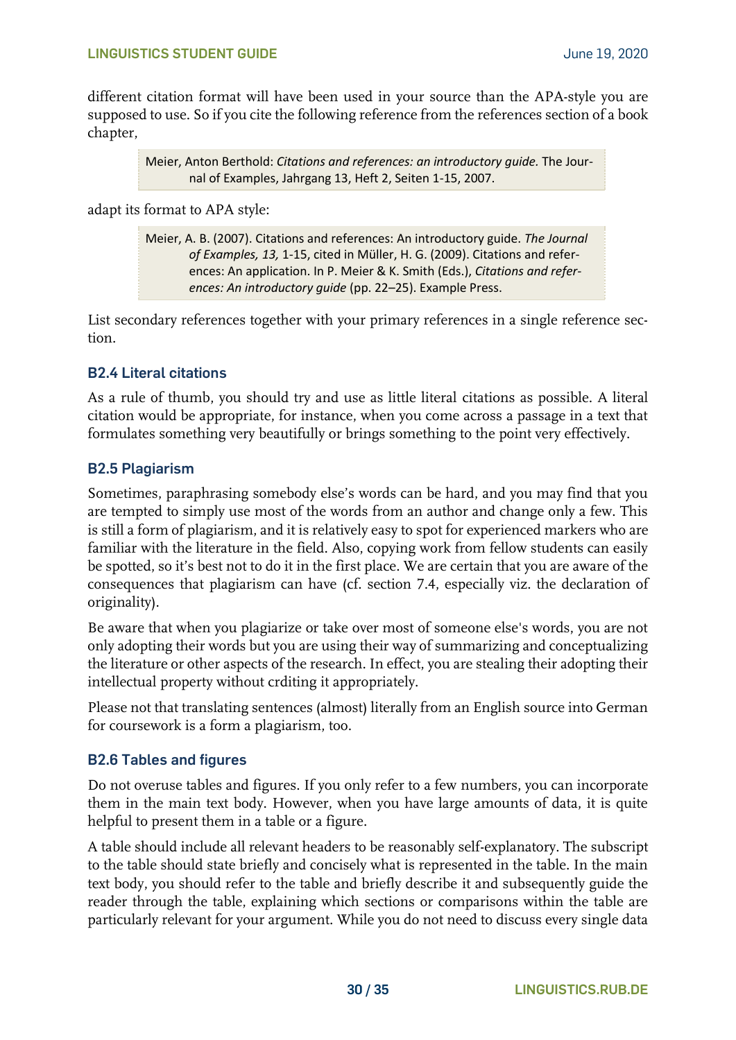different citation format will have been used in your source than the APA-style you are supposed to use. So if you cite the following reference from the references section of a book chapter,

> Meier, Anton Berthold: *Citations and references: an introductory guide.* The Journal of Examples, Jahrgang 13, Heft 2, Seiten 1-15, 2007.

adapt its format to APA style:

> Meier, A. B. (2007). Citations and references: An introductory guide. *The Journal of Examples, 13,* 1-15, cited in Müller, H. G. (2009). Citations and references: An application. In P. Meier & K. Smith (Eds.), *Citations and references: An introductory guide* (pp. 22–25). Example Press.

List secondary references together with your primary references in a single reference section.

### B2.4 Literal citations

As a rule of thumb, you should try and use as little literal citations as possible. A literal citation would be appropriate, for instance, when you come across a passage in a text that formulates something very beautifully or brings something to the point very effectively.

### B2.5 Plagiarism

Sometimes, paraphrasing somebody else's words can be hard, and you may find that you are tempted to simply use most of the words from an author and change only a few. This is still a form of plagiarism, and it is relatively easy to spot for experienced markers who are familiar with the literature in the field. Also, copying work from fellow students can easily be spotted, so it's best not to do it in the first place. We are certain that you are aware of the consequences that plagiarism can have (cf. section 7.4, especially viz. the declaration of originality).

Be aware that when you plagiarize or take over most of someone else's words, you are not only adopting their words but you are using their way of summarizing and conceptualizing the literature or other aspects of the research. In effect, you are stealing their adopting their intellectual property without crditing it appropriately.

Please not that translating sentences (almost) literally from an English source into German for coursework is a form a plagiarism, too.

### B2.6 Tables and figures

Do not overuse tables and figures. If you only refer to a few numbers, you can incorporate them in the main text body. However, when you have large amounts of data, it is quite helpful to present them in a table or a figure.

A table should include all relevant headers to be reasonably self-explanatory. The subscript to the table should state briefly and concisely what is represented in the table. In the main text body, you should refer to the table and briefly describe it and subsequently guide the reader through the table, explaining which sections or comparisons within the table are particularly relevant for your argument. While you do not need to discuss every single data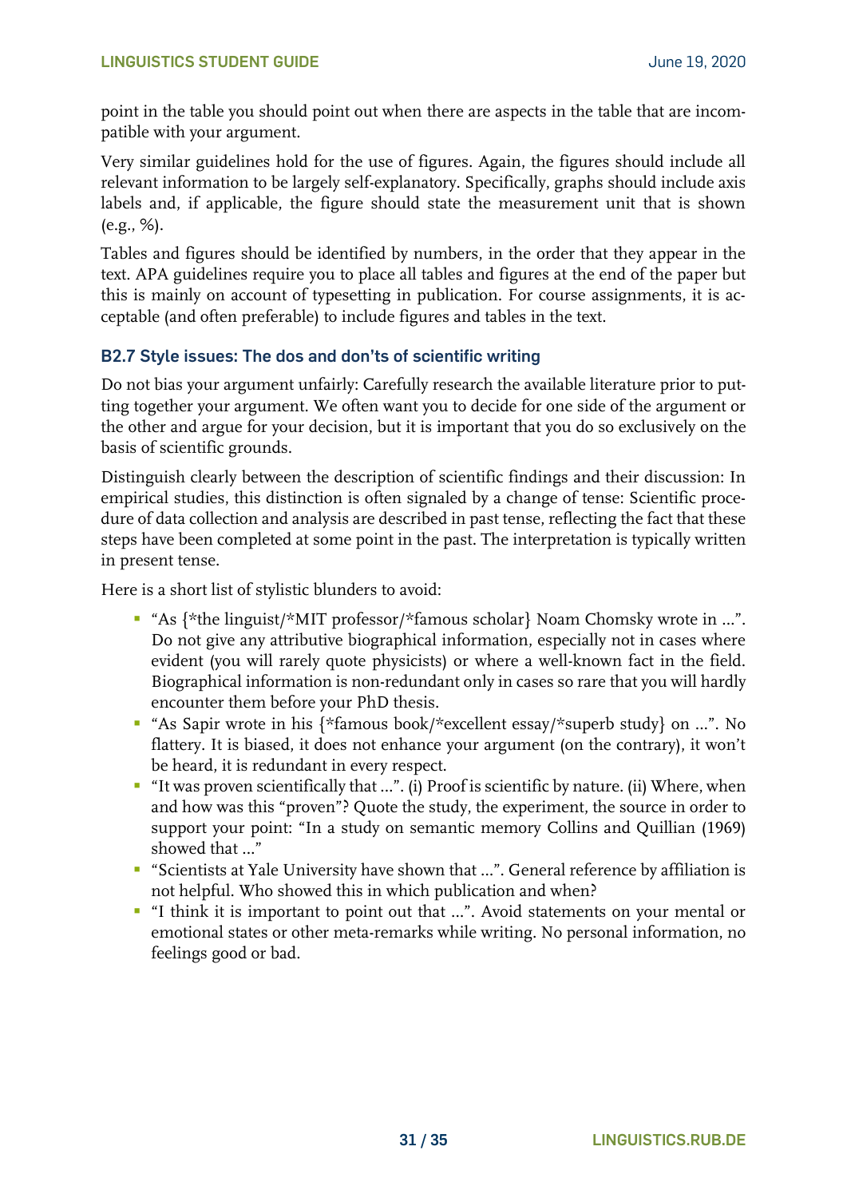point in the table you should point out when there are aspects in the table that are incompatible with your argument.

Very similar guidelines hold for the use of figures. Again, the figures should include all relevant information to be largely self-explanatory. Specifically, graphs should include axis labels and, if applicable, the figure should state the measurement unit that is shown (e.g., %).

Tables and figures should be identified by numbers, in the order that they appear in the text. APA guidelines require you to place all tables and figures at the end of the paper but this is mainly on account of typesetting in publication. For course assignments, it is acceptable (and often preferable) to include figures and tables in the text.

### B2.7 Style issues: The dos and don'ts of scientific writing

Do not bias your argument unfairly: Carefully research the available literature prior to putting together your argument. We often want you to decide for one side of the argument or the other and argue for your decision, but it is important that you do so exclusively on the basis of scientific grounds.

Distinguish clearly between the description of scientific findings and their discussion: In empirical studies, this distinction is often signaled by a change of tense: Scientific procedure of data collection and analysis are described in past tense, reflecting the fact that these steps have been completed at some point in the past. The interpretation is typically written in present tense.

Here is a short list of stylistic blunders to avoid:

- "As {*the linguist/*MIT professor/*famous scholar} Noam Chomsky wrote in ...". Do not give any attributive biographical information, especially not in cases where evident (you will rarely quote physicists) or where a well-known fact in the field. Biographical information is non-redundant only in cases so rare that you will hardly encounter them before your PhD thesis.
- "As Sapir wrote in his {*famous book/*excellent essay/*superb study} on ...". No flattery. It is biased, it does not enhance your argument (on the contrary), it won't be heard, it is redundant in every respect.
- "It was proven scientifically that ...". (i) Proof is scientific by nature. (ii) Where, when and how was this "proven"? Quote the study, the experiment, the source in order to support your point: "In a study on semantic memory Collins and Quillian (1969) showed that ..."
- "Scientists at Yale University have shown that ...". General reference by affiliation is not helpful. Who showed this in which publication and when?
- "I think it is important to point out that ...". Avoid statements on your mental or emotional states or other meta-remarks while writing. No personal information, no feelings good or bad.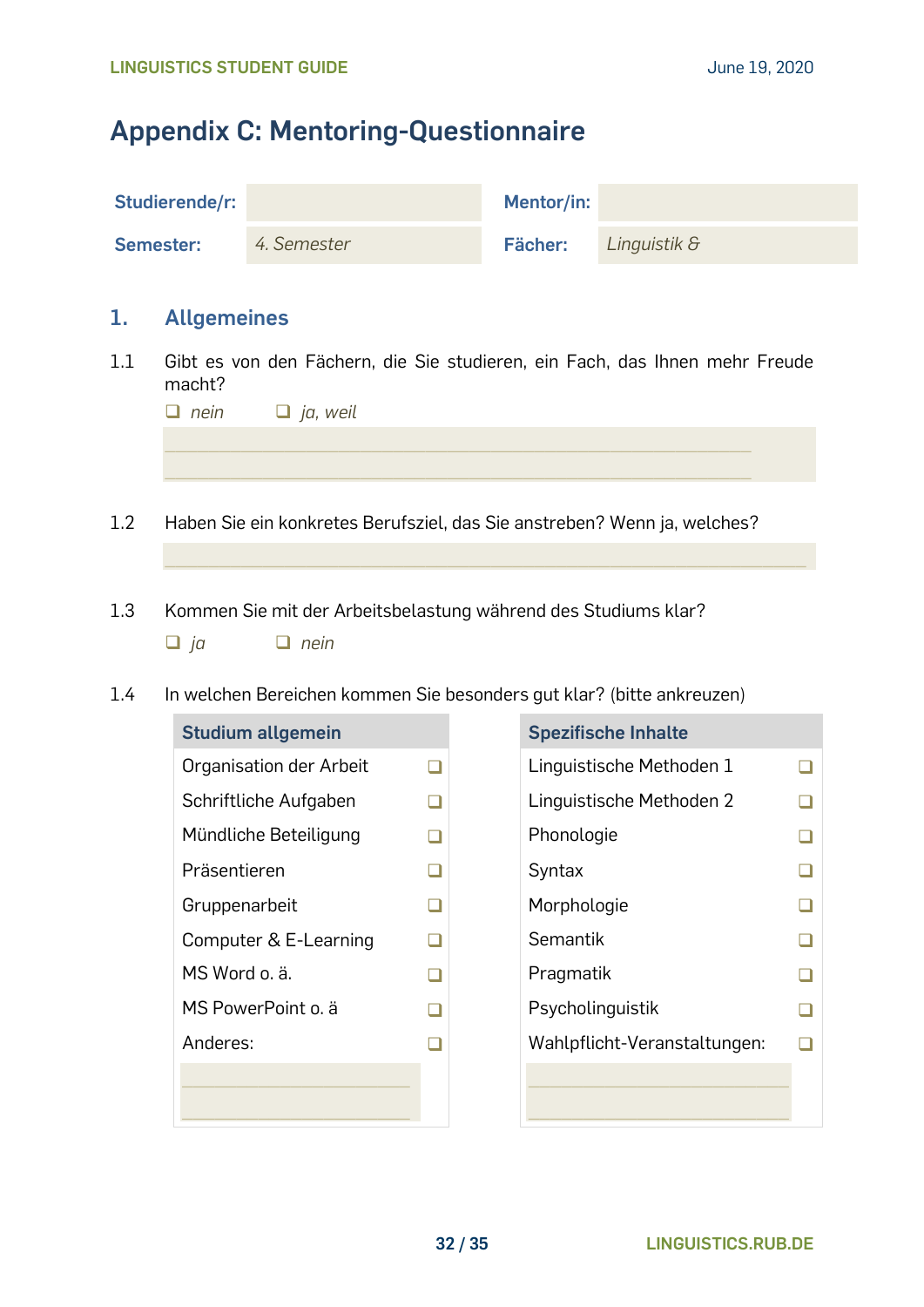# Appendix C: Mentoring-Questionnaire

| **Studierende/r:** | | **Mentor/in:** | |
|---|---|---|---|
| **Semester:** | *4. Semester* | **Fächer:** | *Linguistik &* |

## 1. Allgemeines

1.1 Gibt es von den Fächern, die Sie studieren, ein Fach, das Ihnen mehr Freude macht?

❑ *nein* ❑ *ja, weil*

\_\_\_\_\_\_\_\_\_\_\_\_\_\_\_\_\_\_\_\_\_\_\_\_\_\_\_\_\_\_\_\_\_\_\_\_\_\_\_\_\_\_\_\_\_\_\_\_\_\_\_\_\_\_\_\_\_\_

\_\_\_\_\_\_\_\_\_\_\_\_\_\_\_\_\_\_\_\_\_\_\_\_\_\_\_\_\_\_\_\_\_\_\_\_\_\_\_\_\_\_\_\_\_\_\_\_\_\_\_\_\_\_\_\_\_\_

1.2 Haben Sie ein konkretes Berufsziel, das Sie anstreben? Wenn ja, welches?

\_\_\_\_\_\_\_\_\_\_\_\_\_\_\_\_\_\_\_\_\_\_\_\_\_\_\_\_\_\_\_\_\_\_\_\_\_\_\_\_\_\_\_\_\_\_\_\_\_\_\_\_\_\_\_\_\_\_

1.3 Kommen Sie mit der Arbeitsbelastung während des Studiums klar?

❑ *ja* ❑ *nein*

1.4 In welchen Bereichen kommen Sie besonders gut klar? (bitte ankreuzen)

| **Studium allgemein** | |
|---|---|
| Organisation der Arbeit | ❑ |
| Schriftliche Aufgaben | ❑ |
| Mündliche Beteiligung | ❑ |
| Präsentieren | ❑ |
| Gruppenarbeit | ❑ |
| Computer & E-Learning | ❑ |
| MS Word o. ä. | ❑ |
| MS PowerPoint o. ä | ❑ |
| Anderes: | ❑ |
| \_\_\_\_\_\_\_\_\_\_\_\_\_\_\_\_\_\_\_\_ | |
| \_\_\_\_\_\_\_\_\_\_\_\_\_\_\_\_\_\_\_\_ | |

| **Spezifische Inhalte** | |
|---|---|
| Linguistische Methoden 1 | ❑ |
| Linguistische Methoden 2 | ❑ |
| Phonologie | ❑ |
| Syntax | ❑ |
| Morphologie | ❑ |
| Semantik | ❑ |
| Pragmatik | ❑ |
| Psycholinguistik | ❑ |
| Wahlpflicht-Veranstaltungen: | ❑ |
| \_\_\_\_\_\_\_\_\_\_\_\_\_\_\_\_\_\_\_\_ | |
| \_\_\_\_\_\_\_\_\_\_\_\_\_\_\_\_\_\_\_\_ | |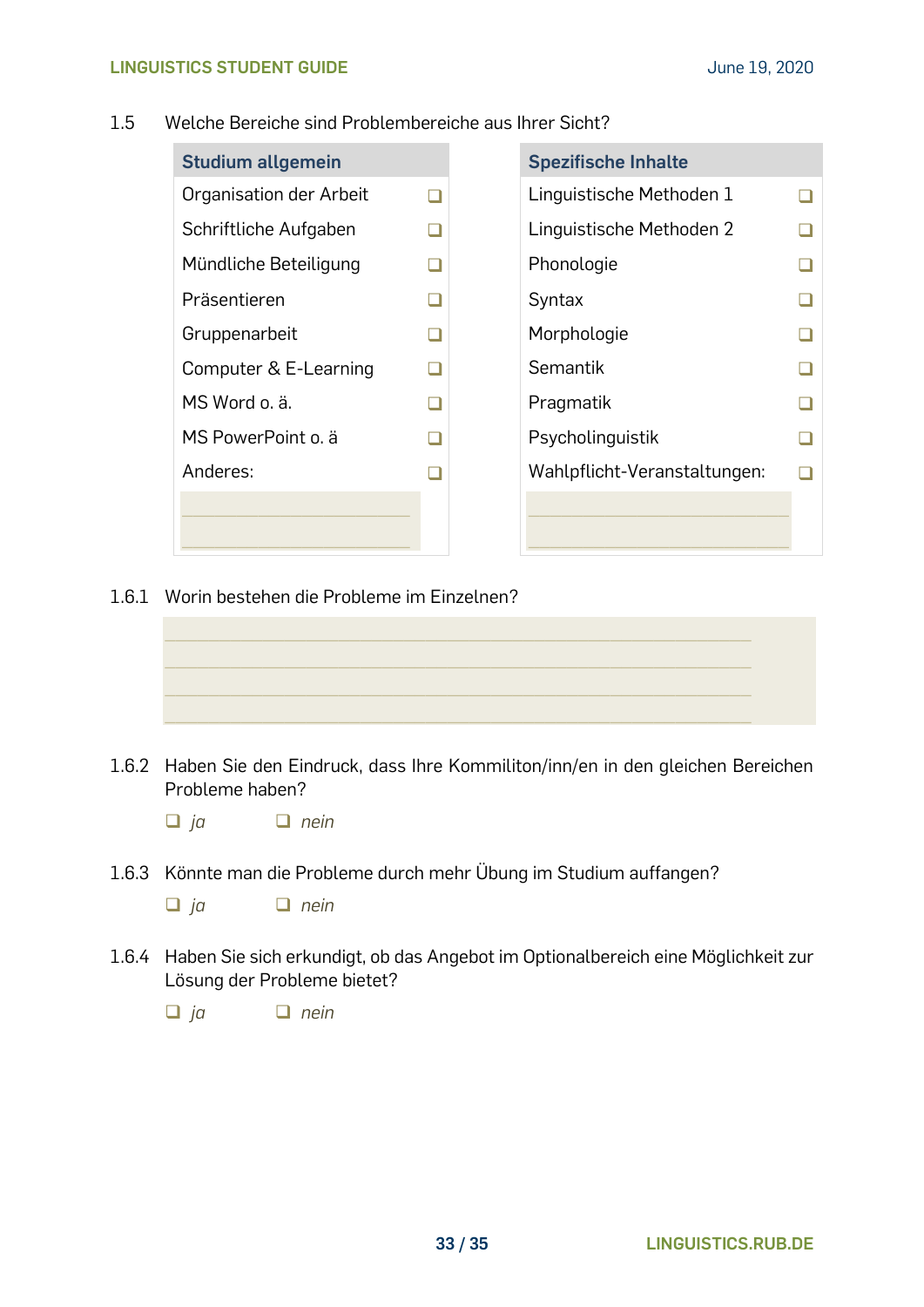1.5 Welche Bereiche sind Problembereiche aus Ihrer Sicht?

| Studium allgemein | |
|---|---|
| Organisation der Arbeit | ❑ |
| Schriftliche Aufgaben | ❑ |
| Mündliche Beteiligung | ❑ |
| Präsentieren | ❑ |
| Gruppenarbeit | ❑ |
| Computer & E-Learning | ❑ |
| MS Word o. ä. | ❑ |
| MS PowerPoint o. ä | ❑ |
| Anderes: | ❑ |
| ______________________________ | |
| ______________________________ | |

| Spezifische Inhalte | |
|---|---|
| Linguistische Methoden 1 | ❑ |
| Linguistische Methoden 2 | ❑ |
| Phonologie | ❑ |
| Syntax | ❑ |
| Morphologie | ❑ |
| Semantik | ❑ |
| Pragmatik | ❑ |
| Psycholinguistik | ❑ |
| Wahlpflicht-Veranstaltungen: | ❑ |
| ______________________________ | |
| ______________________________ | |

1.6.1 Worin bestehen die Probleme im Einzelnen?

______________________________________________________________________

______________________________________________________________________

______________________________________________________________________

______________________________________________________________________

1.6.2 Haben Sie den Eindruck, dass Ihre Kommiliton/inn/en in den gleichen Bereichen Probleme haben?

❑ *ja* ❑ *nein*

1.6.3 Könnte man die Probleme durch mehr Übung im Studium auffangen?

❑ *ja* ❑ *nein*

1.6.4 Haben Sie sich erkundigt, ob das Angebot im Optionalbereich eine Möglichkeit zur Lösung der Probleme bietet?

❑ *ja* ❑ *nein*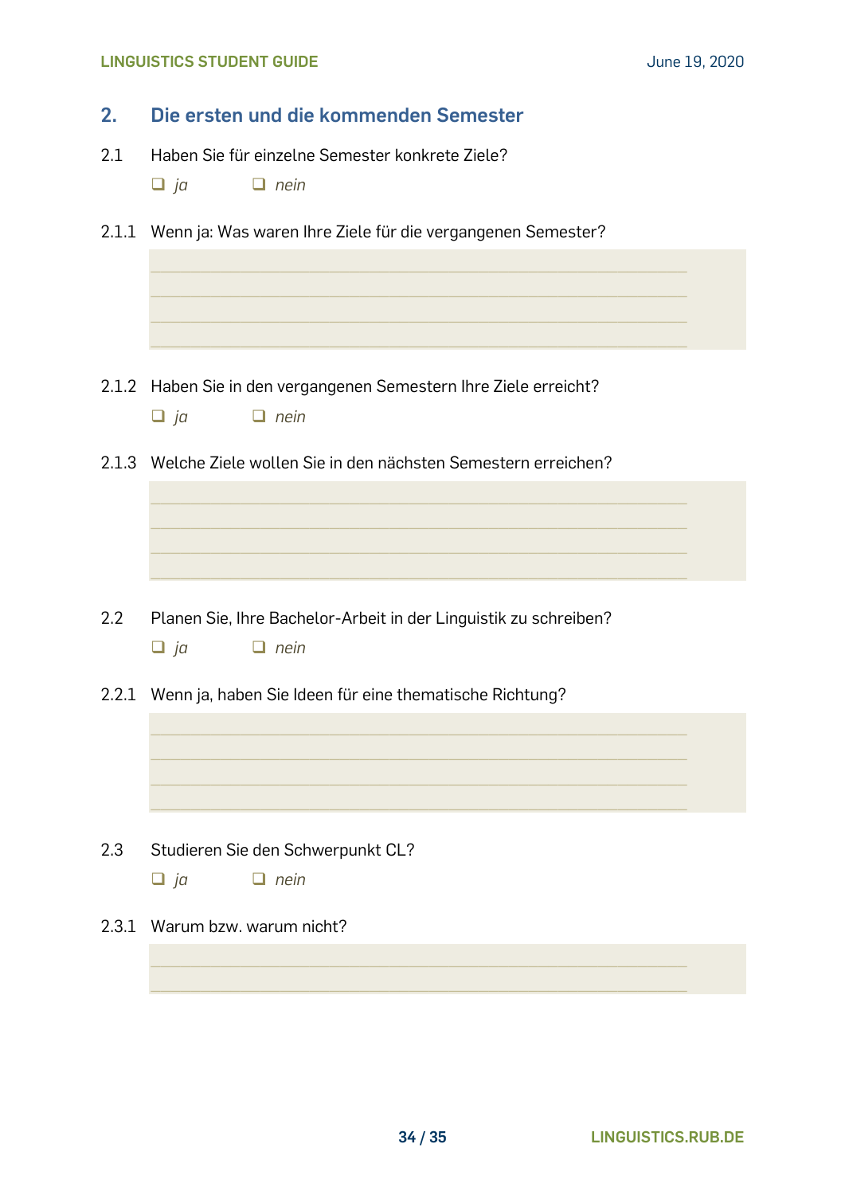## 2. Die ersten und die kommenden Semester

2.1 Haben Sie für einzelne Semester konkrete Ziele?

❑ *ja* ❑ *nein*

2.1.1 Wenn ja: Was waren Ihre Ziele für die vergangenen Semester?

______________________________________________________________________
______________________________________________________________________
______________________________________________________________________
______________________________________________________________________

2.1.2 Haben Sie in den vergangenen Semestern Ihre Ziele erreicht?

❑ *ja* ❑ *nein*

2.1.3 Welche Ziele wollen Sie in den nächsten Semestern erreichen?

______________________________________________________________________
______________________________________________________________________
______________________________________________________________________
______________________________________________________________________

2.2 Planen Sie, Ihre Bachelor-Arbeit in der Linguistik zu schreiben?

❑ *ja* ❑ *nein*

2.2.1 Wenn ja, haben Sie Ideen für eine thematische Richtung?

______________________________________________________________________
______________________________________________________________________
______________________________________________________________________
______________________________________________________________________

2.3 Studieren Sie den Schwerpunkt CL?

❑ *ja* ❑ *nein*

2.3.1 Warum bzw. warum nicht?

______________________________________________________________________
______________________________________________________________________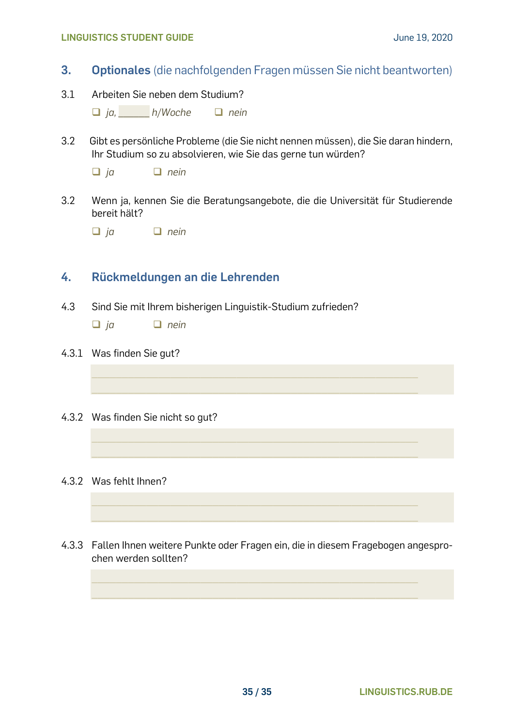## 3. Optionales (die nachfolgenden Fragen müssen Sie nicht beantworten)

3.1 Arbeiten Sie neben dem Studium?

❑ *ja,* ______ *h/Woche* ❑ *nein*

3.2 Gibt es persönliche Probleme (die Sie nicht nennen müssen), die Sie daran hindern, Ihr Studium so zu absolvieren, wie Sie das gerne tun würden?

❑ *ja* ❑ *nein*

3.2 Wenn ja, kennen Sie die Beratungsangebote, die die Universität für Studierende bereit hält?

❑ *ja* ❑ *nein*

## 4. Rückmeldungen an die Lehrenden

4.3 Sind Sie mit Ihrem bisherigen Linguistik-Studium zufrieden?

❑ *ja* ❑ *nein*

4.3.1 Was finden Sie gut?

________________________________________________________________

________________________________________________________________

4.3.2 Was finden Sie nicht so gut?

________________________________________________________________

________________________________________________________________

4.3.2 Was fehlt Ihnen?

________________________________________________________________

________________________________________________________________

4.3.3 Fallen Ihnen weitere Punkte oder Fragen ein, die in diesem Fragebogen angesprochen werden sollten?

________________________________________________________________

________________________________________________________________